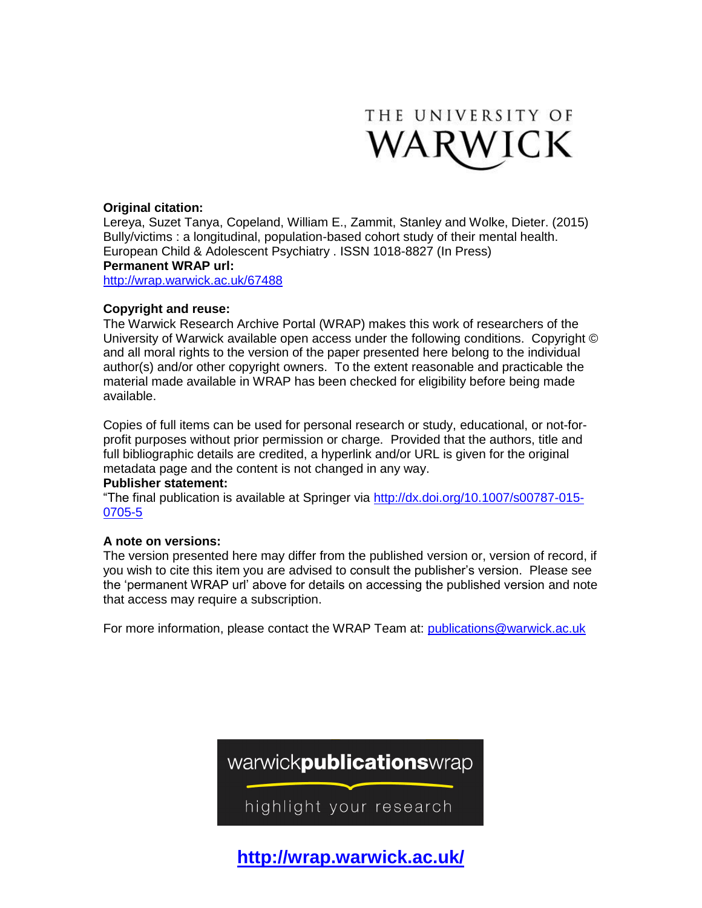THE UNIVERSITY OF WARWICK

**Original citation:**
Lereya, Suzet Tanya, Copeland, William E., Zammit, Stanley and Wolke, Dieter. (2015) Bully/victims : a longitudinal, population-based cohort study of their mental health. European Child & Adolescent Psychiatry . ISSN 1018-8827 (In Press)

**Permanent WRAP url:**
http://wrap.warwick.ac.uk/67488

**Copyright and reuse:**
The Warwick Research Archive Portal (WRAP) makes this work of researchers of the University of Warwick available open access under the following conditions. Copyright © and all moral rights to the version of the paper presented here belong to the individual author(s) and/or other copyright owners. To the extent reasonable and practicable the material made available in WRAP has been checked for eligibility before being made available.

Copies of full items can be used for personal research or study, educational, or not-for-profit purposes without prior permission or charge. Provided that the authors, title and full bibliographic details are credited, a hyperlink and/or URL is given for the original metadata page and the content is not changed in any way.

**Publisher statement:**
"The final publication is available at Springer via http://dx.doi.org/10.1007/s00787-015-0705-5

**A note on versions:**
The version presented here may differ from the published version or, version of record, if you wish to cite this item you are advised to consult the publisher's version. Please see the 'permanent WRAP url' above for details on accessing the published version and note that access may require a subscription.

For more information, please contact the WRAP Team at: publications@warwick.ac.uk

warwick**publications**wrap

highlight your research

**http://wrap.warwick.ac.uk/**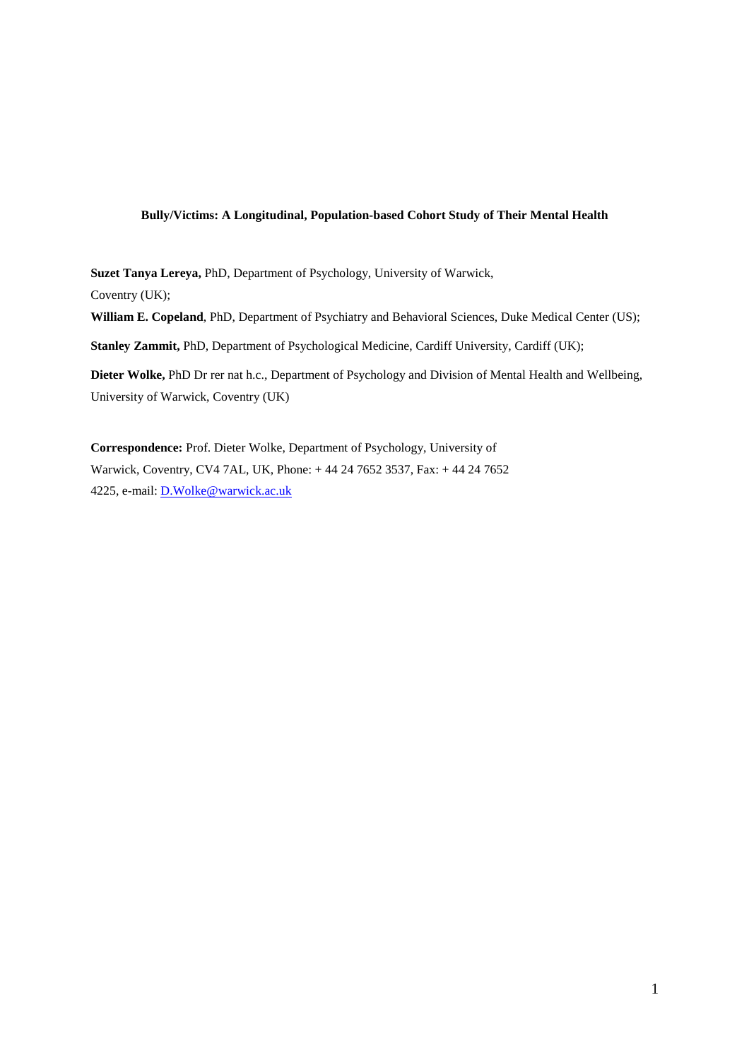**Bully/Victims: A Longitudinal, Population-based Cohort Study of Their Mental Health**

**Suzet Tanya Lereya,** PhD, Department of Psychology, University of Warwick, Coventry (UK);

**William E. Copeland**, PhD, Department of Psychiatry and Behavioral Sciences, Duke Medical Center (US);

**Stanley Zammit,** PhD, Department of Psychological Medicine, Cardiff University, Cardiff (UK);

**Dieter Wolke,** PhD Dr rer nat h.c., Department of Psychology and Division of Mental Health and Wellbeing, University of Warwick, Coventry (UK)

**Correspondence:** Prof. Dieter Wolke, Department of Psychology, University of Warwick, Coventry, CV4 7AL, UK, Phone: + 44 24 7652 3537, Fax: + 44 24 7652 4225, e-mail: D.Wolke@warwick.ac.uk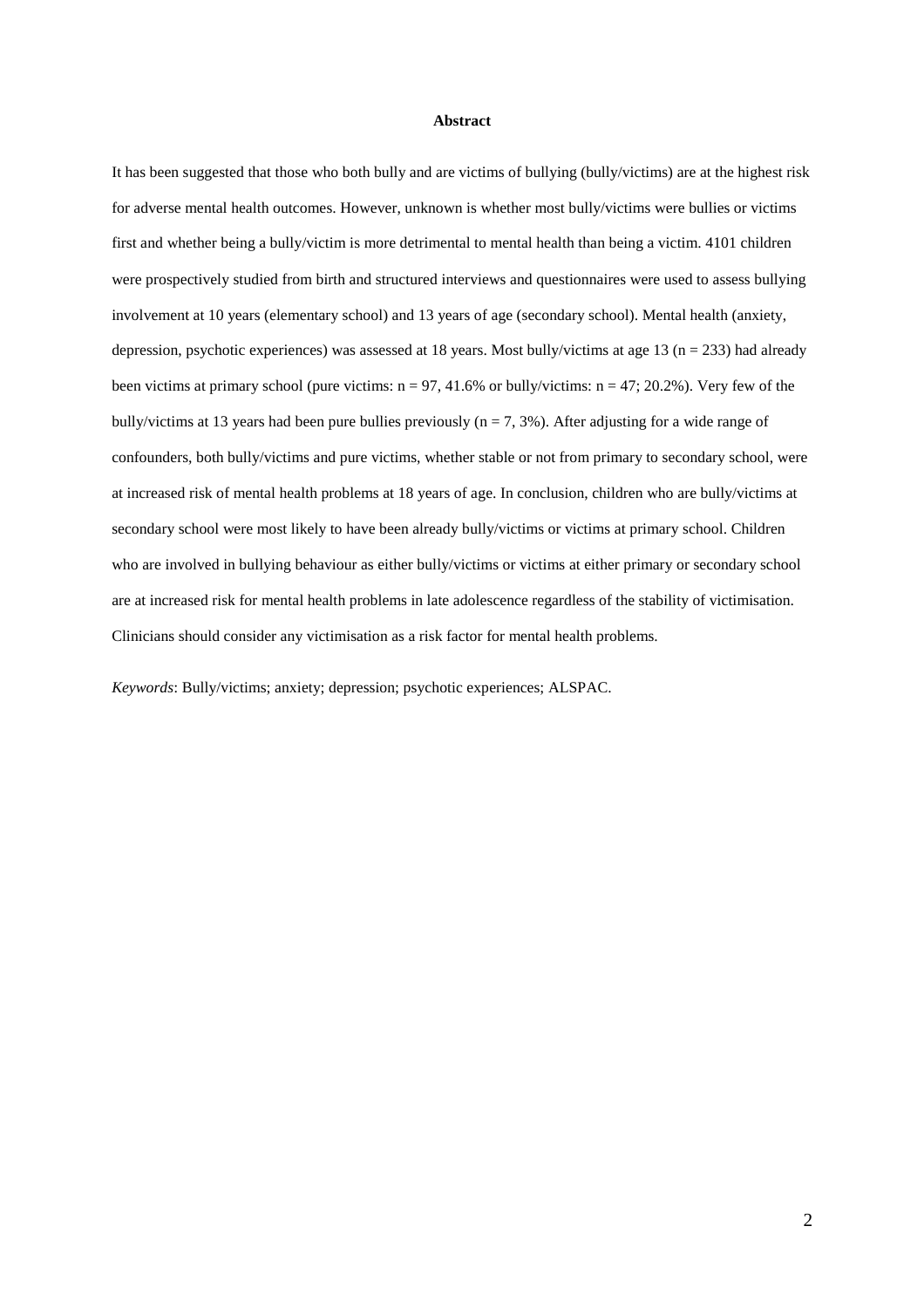# Abstract

It has been suggested that those who both bully and are victims of bullying (bully/victims) are at the highest risk for adverse mental health outcomes. However, unknown is whether most bully/victims were bullies or victims first and whether being a bully/victim is more detrimental to mental health than being a victim. 4101 children were prospectively studied from birth and structured interviews and questionnaires were used to assess bullying involvement at 10 years (elementary school) and 13 years of age (secondary school). Mental health (anxiety, depression, psychotic experiences) was assessed at 18 years. Most bully/victims at age 13 (n = 233) had already been victims at primary school (pure victims: n = 97, 41.6% or bully/victims: n = 47; 20.2%). Very few of the bully/victims at 13 years had been pure bullies previously (n = 7, 3%). After adjusting for a wide range of confounders, both bully/victims and pure victims, whether stable or not from primary to secondary school, were at increased risk of mental health problems at 18 years of age. In conclusion, children who are bully/victims at secondary school were most likely to have been already bully/victims or victims at primary school. Children who are involved in bullying behaviour as either bully/victims or victims at either primary or secondary school are at increased risk for mental health problems in late adolescence regardless of the stability of victimisation. Clinicians should consider any victimisation as a risk factor for mental health problems.

*Keywords*: Bully/victims; anxiety; depression; psychotic experiences; ALSPAC.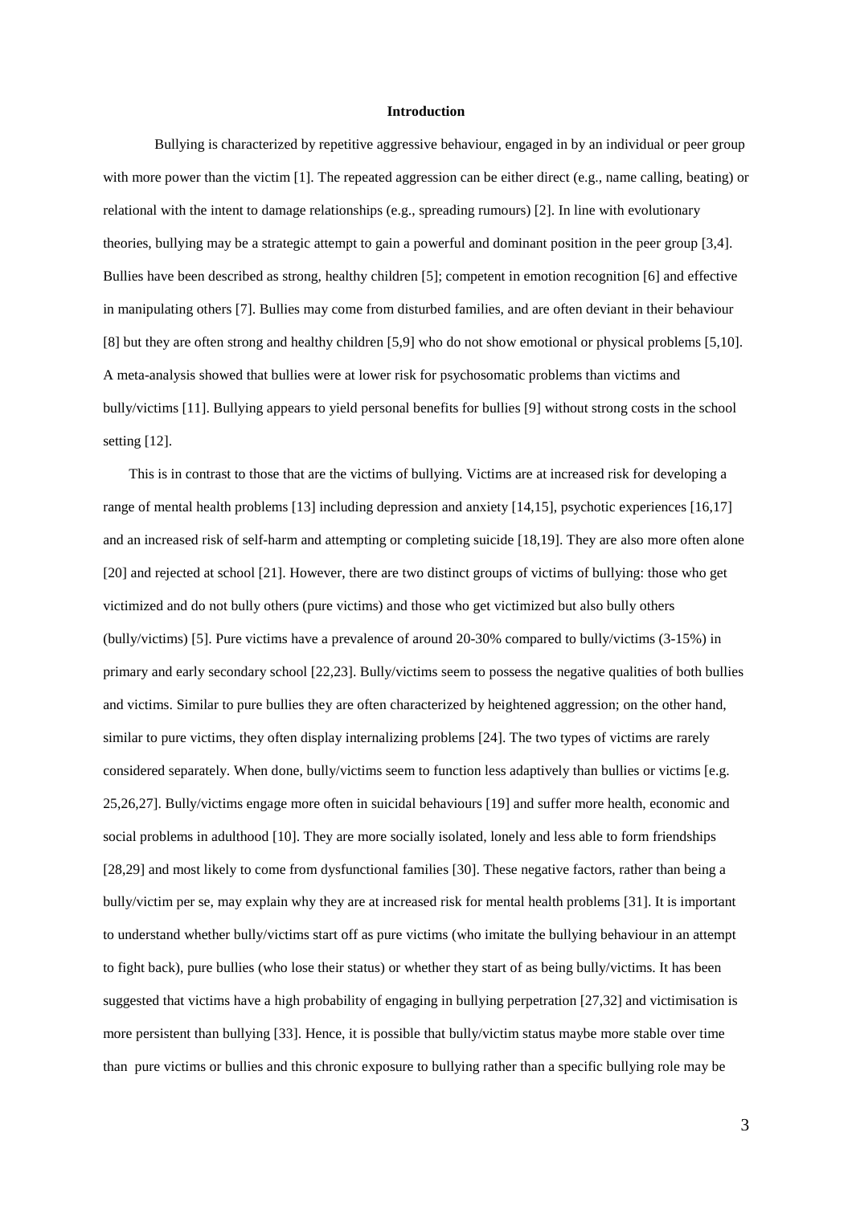## Introduction

Bullying is characterized by repetitive aggressive behaviour, engaged in by an individual or peer group with more power than the victim [1]. The repeated aggression can be either direct (e.g., name calling, beating) or relational with the intent to damage relationships (e.g., spreading rumours) [2]. In line with evolutionary theories, bullying may be a strategic attempt to gain a powerful and dominant position in the peer group [3,4]. Bullies have been described as strong, healthy children [5]; competent in emotion recognition [6] and effective in manipulating others [7]. Bullies may come from disturbed families, and are often deviant in their behaviour [8] but they are often strong and healthy children [5,9] who do not show emotional or physical problems [5,10]. A meta-analysis showed that bullies were at lower risk for psychosomatic problems than victims and bully/victims [11]. Bullying appears to yield personal benefits for bullies [9] without strong costs in the school setting [12].

This is in contrast to those that are the victims of bullying. Victims are at increased risk for developing a range of mental health problems [13] including depression and anxiety [14,15], psychotic experiences [16,17] and an increased risk of self-harm and attempting or completing suicide [18,19]. They are also more often alone [20] and rejected at school [21]. However, there are two distinct groups of victims of bullying: those who get victimized and do not bully others (pure victims) and those who get victimized but also bully others (bully/victims) [5]. Pure victims have a prevalence of around 20-30% compared to bully/victims (3-15%) in primary and early secondary school [22,23]. Bully/victims seem to possess the negative qualities of both bullies and victims. Similar to pure bullies they are often characterized by heightened aggression; on the other hand, similar to pure victims, they often display internalizing problems [24]. The two types of victims are rarely considered separately. When done, bully/victims seem to function less adaptively than bullies or victims [e.g. 25,26,27]. Bully/victims engage more often in suicidal behaviours [19] and suffer more health, economic and social problems in adulthood [10]. They are more socially isolated, lonely and less able to form friendships [28,29] and most likely to come from dysfunctional families [30]. These negative factors, rather than being a bully/victim per se, may explain why they are at increased risk for mental health problems [31]. It is important to understand whether bully/victims start off as pure victims (who imitate the bullying behaviour in an attempt to fight back), pure bullies (who lose their status) or whether they start of as being bully/victims. It has been suggested that victims have a high probability of engaging in bullying perpetration [27,32] and victimisation is more persistent than bullying [33]. Hence, it is possible that bully/victim status maybe more stable over time than pure victims or bullies and this chronic exposure to bullying rather than a specific bullying role may be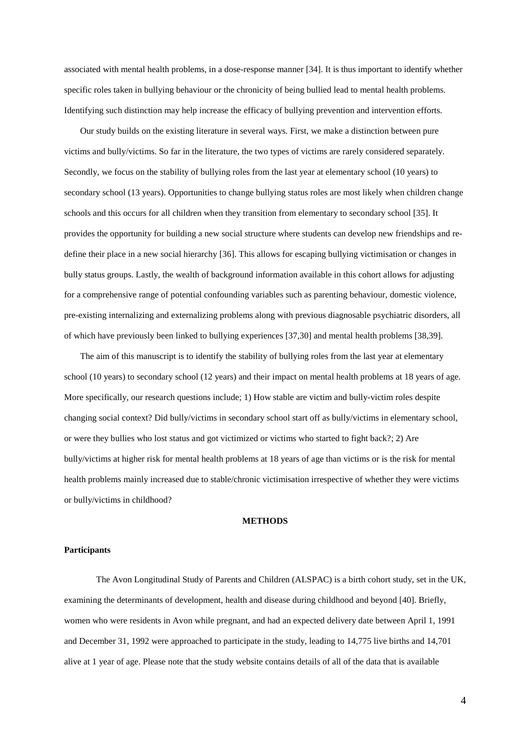associated with mental health problems, in a dose-response manner [34]. It is thus important to identify whether specific roles taken in bullying behaviour or the chronicity of being bullied lead to mental health problems. Identifying such distinction may help increase the efficacy of bullying prevention and intervention efforts.

Our study builds on the existing literature in several ways. First, we make a distinction between pure victims and bully/victims. So far in the literature, the two types of victims are rarely considered separately. Secondly, we focus on the stability of bullying roles from the last year at elementary school (10 years) to secondary school (13 years). Opportunities to change bullying status roles are most likely when children change schools and this occurs for all children when they transition from elementary to secondary school [35]. It provides the opportunity for building a new social structure where students can develop new friendships and re-define their place in a new social hierarchy [36]. This allows for escaping bullying victimisation or changes in bully status groups. Lastly, the wealth of background information available in this cohort allows for adjusting for a comprehensive range of potential confounding variables such as parenting behaviour, domestic violence, pre-existing internalizing and externalizing problems along with previous diagnosable psychiatric disorders, all of which have previously been linked to bullying experiences [37,30] and mental health problems [38,39].

The aim of this manuscript is to identify the stability of bullying roles from the last year at elementary school (10 years) to secondary school (12 years) and their impact on mental health problems at 18 years of age. More specifically, our research questions include; 1) How stable are victim and bully-victim roles despite changing social context? Did bully/victims in secondary school start off as bully/victims in elementary school, or were they bullies who lost status and got victimized or victims who started to fight back?; 2) Are bully/victims at higher risk for mental health problems at 18 years of age than victims or is the risk for mental health problems mainly increased due to stable/chronic victimisation irrespective of whether they were victims or bully/victims in childhood?

## METHODS

### Participants

The Avon Longitudinal Study of Parents and Children (ALSPAC) is a birth cohort study, set in the UK, examining the determinants of development, health and disease during childhood and beyond [40]. Briefly, women who were residents in Avon while pregnant, and had an expected delivery date between April 1, 1991 and December 31, 1992 were approached to participate in the study, leading to 14,775 live births and 14,701 alive at 1 year of age. Please note that the study website contains details of all of the data that is available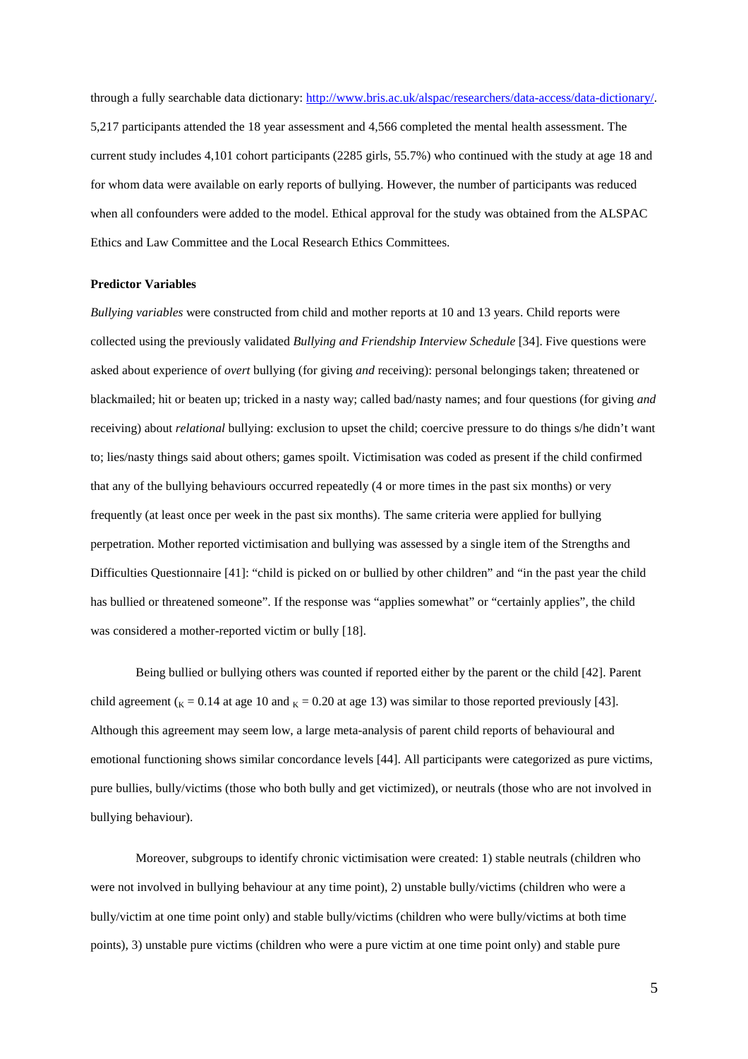through a fully searchable data dictionary: http://www.bris.ac.uk/alspac/researchers/data-access/data-dictionary/. 5,217 participants attended the 18 year assessment and 4,566 completed the mental health assessment. The current study includes 4,101 cohort participants (2285 girls, 55.7%) who continued with the study at age 18 and for whom data were available on early reports of bullying. However, the number of participants was reduced when all confounders were added to the model. Ethical approval for the study was obtained from the ALSPAC Ethics and Law Committee and the Local Research Ethics Committees.

**Predictor Variables**

*Bullying variables* were constructed from child and mother reports at 10 and 13 years. Child reports were collected using the previously validated *Bullying and Friendship Interview Schedule* [34]. Five questions were asked about experience of *overt* bullying (for giving *and* receiving): personal belongings taken; threatened or blackmailed; hit or beaten up; tricked in a nasty way; called bad/nasty names; and four questions (for giving *and* receiving) about *relational* bullying: exclusion to upset the child; coercive pressure to do things s/he didn't want to; lies/nasty things said about others; games spoilt. Victimisation was coded as present if the child confirmed that any of the bullying behaviours occurred repeatedly (4 or more times in the past six months) or very frequently (at least once per week in the past six months). The same criteria were applied for bullying perpetration. Mother reported victimisation and bullying was assessed by a single item of the Strengths and Difficulties Questionnaire [41]: "child is picked on or bullied by other children" and "in the past year the child has bullied or threatened someone". If the response was "applies somewhat" or "certainly applies", the child was considered a mother-reported victim or bully [18].

Being bullied or bullying others was counted if reported either by the parent or the child [42]. Parent child agreement ($_{K}$ = 0.14 at age 10 and $_{K}$ = 0.20 at age 13) was similar to those reported previously [43]. Although this agreement may seem low, a large meta-analysis of parent child reports of behavioural and emotional functioning shows similar concordance levels [44]. All participants were categorized as pure victims, pure bullies, bully/victims (those who both bully and get victimized), or neutrals (those who are not involved in bullying behaviour).

Moreover, subgroups to identify chronic victimisation were created: 1) stable neutrals (children who were not involved in bullying behaviour at any time point), 2) unstable bully/victims (children who were a bully/victim at one time point only) and stable bully/victims (children who were bully/victims at both time points), 3) unstable pure victims (children who were a pure victim at one time point only) and stable pure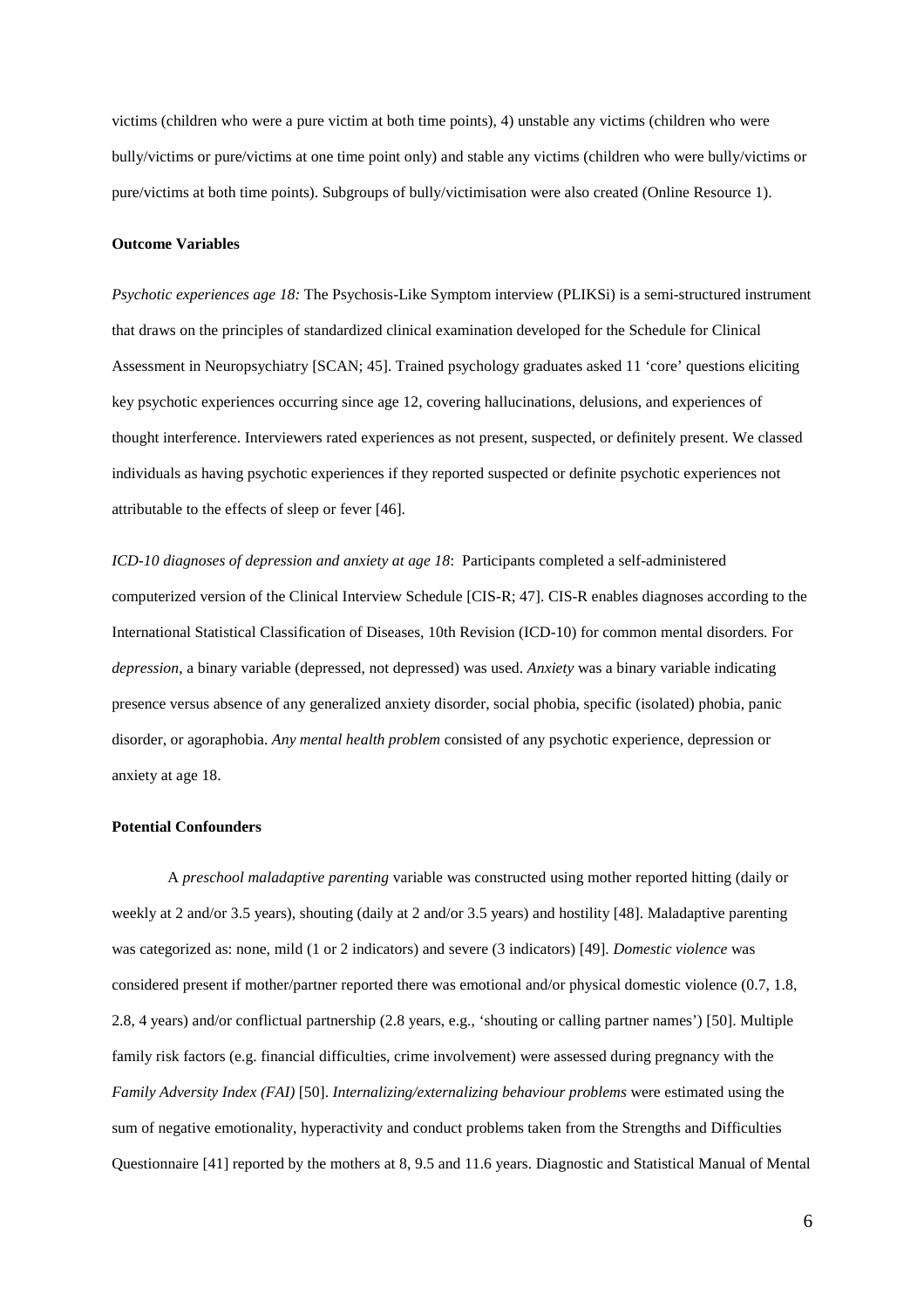victims (children who were a pure victim at both time points), 4) unstable any victims (children who were bully/victims or pure/victims at one time point only) and stable any victims (children who were bully/victims or pure/victims at both time points). Subgroups of bully/victimisation were also created (Online Resource 1).

### Outcome Variables

*Psychotic experiences age 18:* The Psychosis-Like Symptom interview (PLIKSi) is a semi-structured instrument that draws on the principles of standardized clinical examination developed for the Schedule for Clinical Assessment in Neuropsychiatry [SCAN; 45]. Trained psychology graduates asked 11 'core' questions eliciting key psychotic experiences occurring since age 12, covering hallucinations, delusions, and experiences of thought interference. Interviewers rated experiences as not present, suspected, or definitely present. We classed individuals as having psychotic experiences if they reported suspected or definite psychotic experiences not attributable to the effects of sleep or fever [46].

*ICD-10 diagnoses of depression and anxiety at age 18*: Participants completed a self-administered computerized version of the Clinical Interview Schedule [CIS-R; 47]. CIS-R enables diagnoses according to the International Statistical Classification of Diseases, 10th Revision (ICD-10) for common mental disorders. For *depression*, a binary variable (depressed, not depressed) was used. *Anxiety* was a binary variable indicating presence versus absence of any generalized anxiety disorder, social phobia, specific (isolated) phobia, panic disorder, or agoraphobia. *Any mental health problem* consisted of any psychotic experience, depression or anxiety at age 18.

### Potential Confounders

A *preschool maladaptive parenting* variable was constructed using mother reported hitting (daily or weekly at 2 and/or 3.5 years), shouting (daily at 2 and/or 3.5 years) and hostility [48]. Maladaptive parenting was categorized as: none, mild (1 or 2 indicators) and severe (3 indicators) [49]. *Domestic violence* was considered present if mother/partner reported there was emotional and/or physical domestic violence (0.7, 1.8, 2.8, 4 years) and/or conflictual partnership (2.8 years, e.g., 'shouting or calling partner names') [50]. Multiple family risk factors (e.g. financial difficulties, crime involvement) were assessed during pregnancy with the *Family Adversity Index (FAI)* [50]. *Internalizing/externalizing behaviour problems* were estimated using the sum of negative emotionality, hyperactivity and conduct problems taken from the Strengths and Difficulties Questionnaire [41] reported by the mothers at 8, 9.5 and 11.6 years. Diagnostic and Statistical Manual of Mental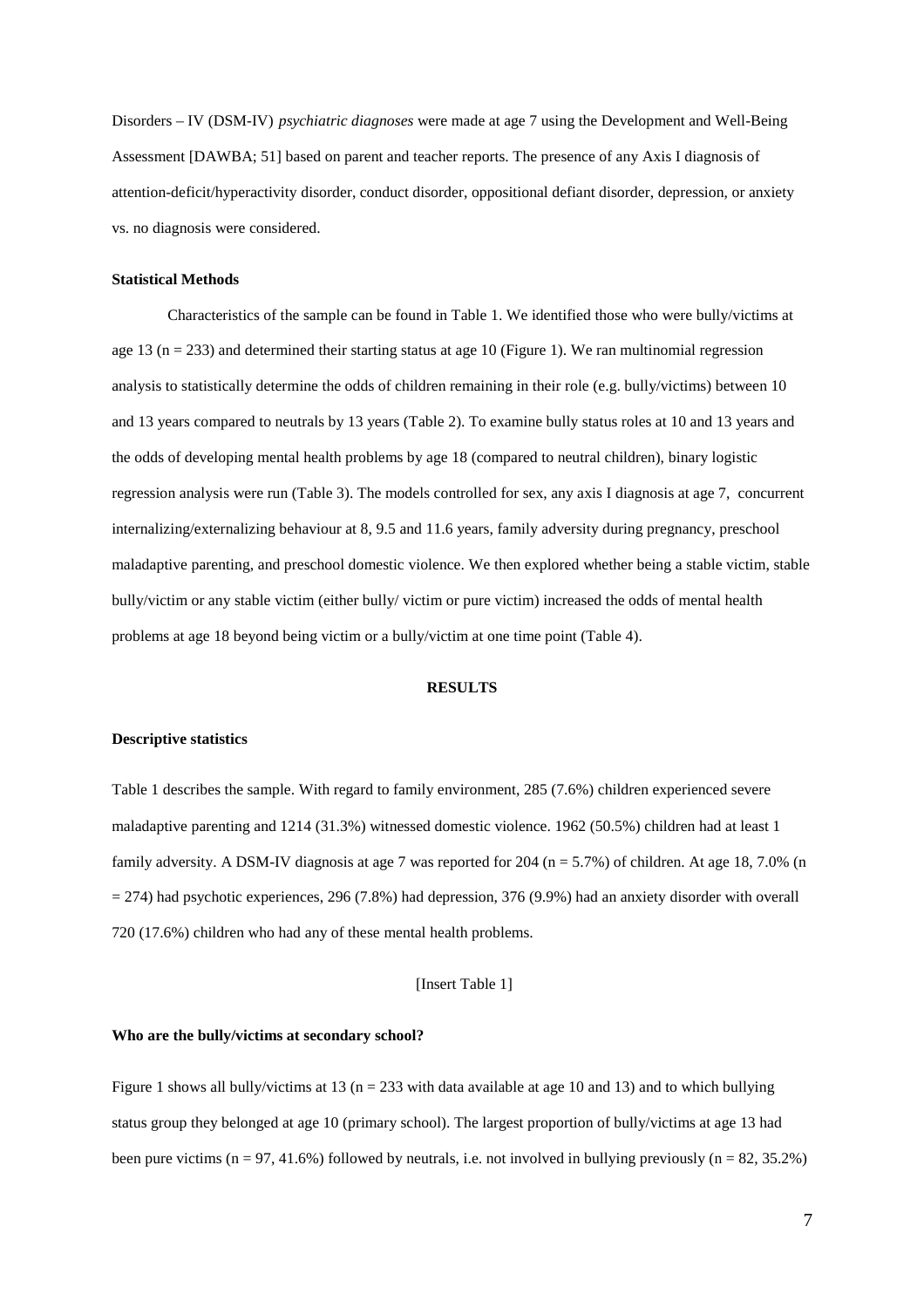Disorders – IV (DSM-IV) *psychiatric diagnoses* were made at age 7 using the Development and Well-Being Assessment [DAWBA; 51] based on parent and teacher reports. The presence of any Axis I diagnosis of attention-deficit/hyperactivity disorder, conduct disorder, oppositional defiant disorder, depression, or anxiety vs. no diagnosis were considered.

**Statistical Methods**

Characteristics of the sample can be found in Table 1. We identified those who were bully/victims at age 13 (n = 233) and determined their starting status at age 10 (Figure 1). We ran multinomial regression analysis to statistically determine the odds of children remaining in their role (e.g. bully/victims) between 10 and 13 years compared to neutrals by 13 years (Table 2). To examine bully status roles at 10 and 13 years and the odds of developing mental health problems by age 18 (compared to neutral children), binary logistic regression analysis were run (Table 3). The models controlled for sex, any axis I diagnosis at age 7, concurrent internalizing/externalizing behaviour at 8, 9.5 and 11.6 years, family adversity during pregnancy, preschool maladaptive parenting, and preschool domestic violence. We then explored whether being a stable victim, stable bully/victim or any stable victim (either bully/ victim or pure victim) increased the odds of mental health problems at age 18 beyond being victim or a bully/victim at one time point (Table 4).

## RESULTS

**Descriptive statistics**

Table 1 describes the sample. With regard to family environment, 285 (7.6%) children experienced severe maladaptive parenting and 1214 (31.3%) witnessed domestic violence. 1962 (50.5%) children had at least 1 family adversity. A DSM-IV diagnosis at age 7 was reported for 204 (n = 5.7%) of children. At age 18, 7.0% (n = 274) had psychotic experiences, 296 (7.8%) had depression, 376 (9.9%) had an anxiety disorder with overall 720 (17.6%) children who had any of these mental health problems.

[Insert Table 1]

**Who are the bully/victims at secondary school?**

Figure 1 shows all bully/victims at 13 (n = 233 with data available at age 10 and 13) and to which bullying status group they belonged at age 10 (primary school). The largest proportion of bully/victims at age 13 had been pure victims (n = 97, 41.6%) followed by neutrals, i.e. not involved in bullying previously (n = 82, 35.2%)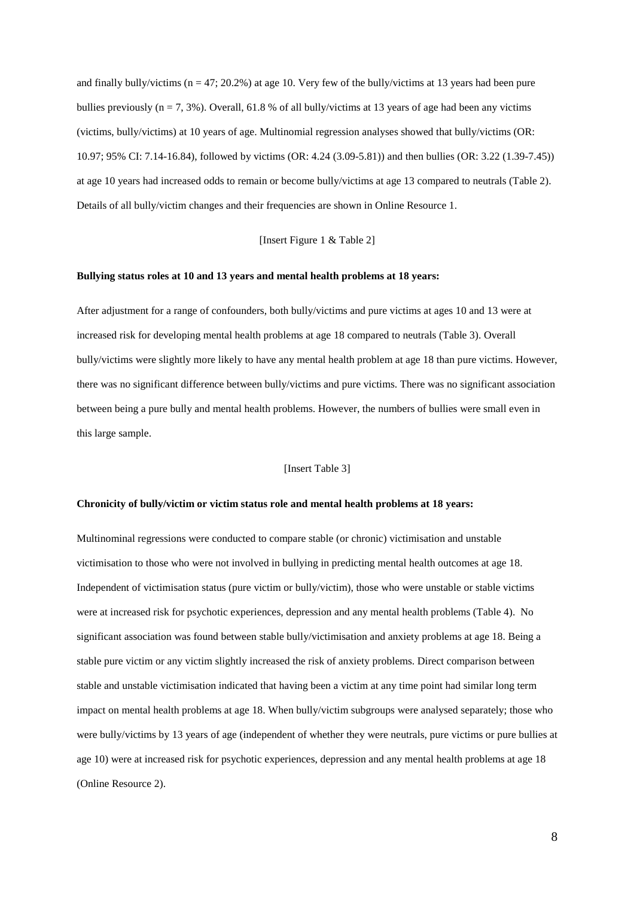and finally bully/victims (n = 47; 20.2%) at age 10. Very few of the bully/victims at 13 years had been pure bullies previously (n = 7, 3%). Overall, 61.8 % of all bully/victims at 13 years of age had been any victims (victims, bully/victims) at 10 years of age. Multinomial regression analyses showed that bully/victims (OR: 10.97; 95% CI: 7.14-16.84), followed by victims (OR: 4.24 (3.09-5.81)) and then bullies (OR: 3.22 (1.39-7.45)) at age 10 years had increased odds to remain or become bully/victims at age 13 compared to neutrals (Table 2). Details of all bully/victim changes and their frequencies are shown in Online Resource 1.

[Insert Figure 1 & Table 2]

**Bullying status roles at 10 and 13 years and mental health problems at 18 years:**

After adjustment for a range of confounders, both bully/victims and pure victims at ages 10 and 13 were at increased risk for developing mental health problems at age 18 compared to neutrals (Table 3). Overall bully/victims were slightly more likely to have any mental health problem at age 18 than pure victims. However, there was no significant difference between bully/victims and pure victims. There was no significant association between being a pure bully and mental health problems. However, the numbers of bullies were small even in this large sample.

[Insert Table 3]

**Chronicity of bully/victim or victim status role and mental health problems at 18 years:**

Multinominal regressions were conducted to compare stable (or chronic) victimisation and unstable victimisation to those who were not involved in bullying in predicting mental health outcomes at age 18. Independent of victimisation status (pure victim or bully/victim), those who were unstable or stable victims were at increased risk for psychotic experiences, depression and any mental health problems (Table 4). No significant association was found between stable bully/victimisation and anxiety problems at age 18. Being a stable pure victim or any victim slightly increased the risk of anxiety problems. Direct comparison between stable and unstable victimisation indicated that having been a victim at any time point had similar long term impact on mental health problems at age 18. When bully/victim subgroups were analysed separately; those who were bully/victims by 13 years of age (independent of whether they were neutrals, pure victims or pure bullies at age 10) were at increased risk for psychotic experiences, depression and any mental health problems at age 18 (Online Resource 2).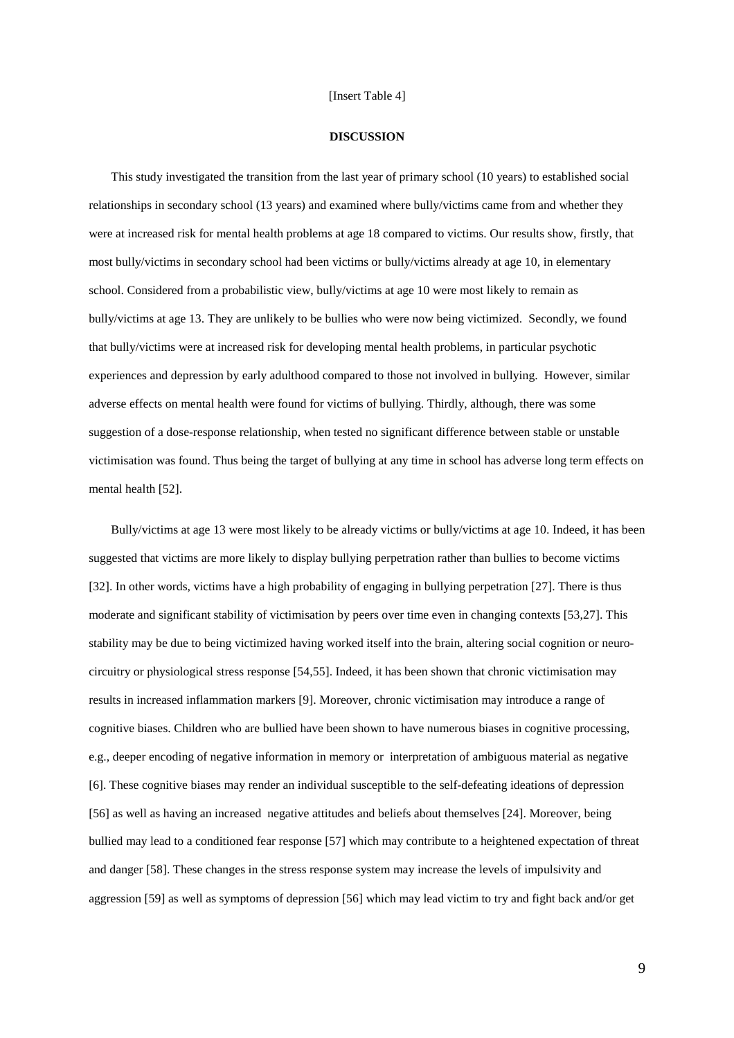[Insert Table 4]

## DISCUSSION

This study investigated the transition from the last year of primary school (10 years) to established social relationships in secondary school (13 years) and examined where bully/victims came from and whether they were at increased risk for mental health problems at age 18 compared to victims. Our results show, firstly, that most bully/victims in secondary school had been victims or bully/victims already at age 10, in elementary school. Considered from a probabilistic view, bully/victims at age 10 were most likely to remain as bully/victims at age 13. They are unlikely to be bullies who were now being victimized. Secondly, we found that bully/victims were at increased risk for developing mental health problems, in particular psychotic experiences and depression by early adulthood compared to those not involved in bullying. However, similar adverse effects on mental health were found for victims of bullying. Thirdly, although, there was some suggestion of a dose-response relationship, when tested no significant difference between stable or unstable victimisation was found. Thus being the target of bullying at any time in school has adverse long term effects on mental health [52].

Bully/victims at age 13 were most likely to be already victims or bully/victims at age 10. Indeed, it has been suggested that victims are more likely to display bullying perpetration rather than bullies to become victims [32]. In other words, victims have a high probability of engaging in bullying perpetration [27]. There is thus moderate and significant stability of victimisation by peers over time even in changing contexts [53,27]. This stability may be due to being victimized having worked itself into the brain, altering social cognition or neuro-circuitry or physiological stress response [54,55]. Indeed, it has been shown that chronic victimisation may results in increased inflammation markers [9]. Moreover, chronic victimisation may introduce a range of cognitive biases. Children who are bullied have been shown to have numerous biases in cognitive processing, e.g., deeper encoding of negative information in memory or interpretation of ambiguous material as negative [6]. These cognitive biases may render an individual susceptible to the self-defeating ideations of depression [56] as well as having an increased negative attitudes and beliefs about themselves [24]. Moreover, being bullied may lead to a conditioned fear response [57] which may contribute to a heightened expectation of threat and danger [58]. These changes in the stress response system may increase the levels of impulsivity and aggression [59] as well as symptoms of depression [56] which may lead victim to try and fight back and/or get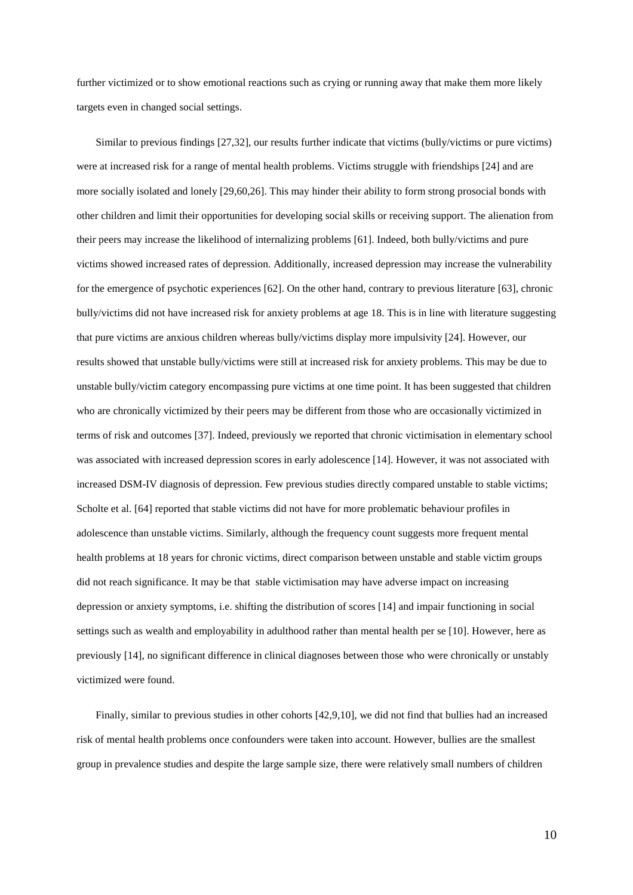further victimized or to show emotional reactions such as crying or running away that make them more likely targets even in changed social settings.

Similar to previous findings [27,32], our results further indicate that victims (bully/victims or pure victims) were at increased risk for a range of mental health problems. Victims struggle with friendships [24] and are more socially isolated and lonely [29,60,26]. This may hinder their ability to form strong prosocial bonds with other children and limit their opportunities for developing social skills or receiving support. The alienation from their peers may increase the likelihood of internalizing problems [61]. Indeed, both bully/victims and pure victims showed increased rates of depression. Additionally, increased depression may increase the vulnerability for the emergence of psychotic experiences [62]. On the other hand, contrary to previous literature [63], chronic bully/victims did not have increased risk for anxiety problems at age 18. This is in line with literature suggesting that pure victims are anxious children whereas bully/victims display more impulsivity [24]. However, our results showed that unstable bully/victims were still at increased risk for anxiety problems. This may be due to unstable bully/victim category encompassing pure victims at one time point. It has been suggested that children who are chronically victimized by their peers may be different from those who are occasionally victimized in terms of risk and outcomes [37]. Indeed, previously we reported that chronic victimisation in elementary school was associated with increased depression scores in early adolescence [14]. However, it was not associated with increased DSM-IV diagnosis of depression. Few previous studies directly compared unstable to stable victims; Scholte et al. [64] reported that stable victims did not have for more problematic behaviour profiles in adolescence than unstable victims. Similarly, although the frequency count suggests more frequent mental health problems at 18 years for chronic victims, direct comparison between unstable and stable victim groups did not reach significance. It may be that stable victimisation may have adverse impact on increasing depression or anxiety symptoms, i.e. shifting the distribution of scores [14] and impair functioning in social settings such as wealth and employability in adulthood rather than mental health per se [10]. However, here as previously [14], no significant difference in clinical diagnoses between those who were chronically or unstably victimized were found.

Finally, similar to previous studies in other cohorts [42,9,10], we did not find that bullies had an increased risk of mental health problems once confounders were taken into account. However, bullies are the smallest group in prevalence studies and despite the large sample size, there were relatively small numbers of children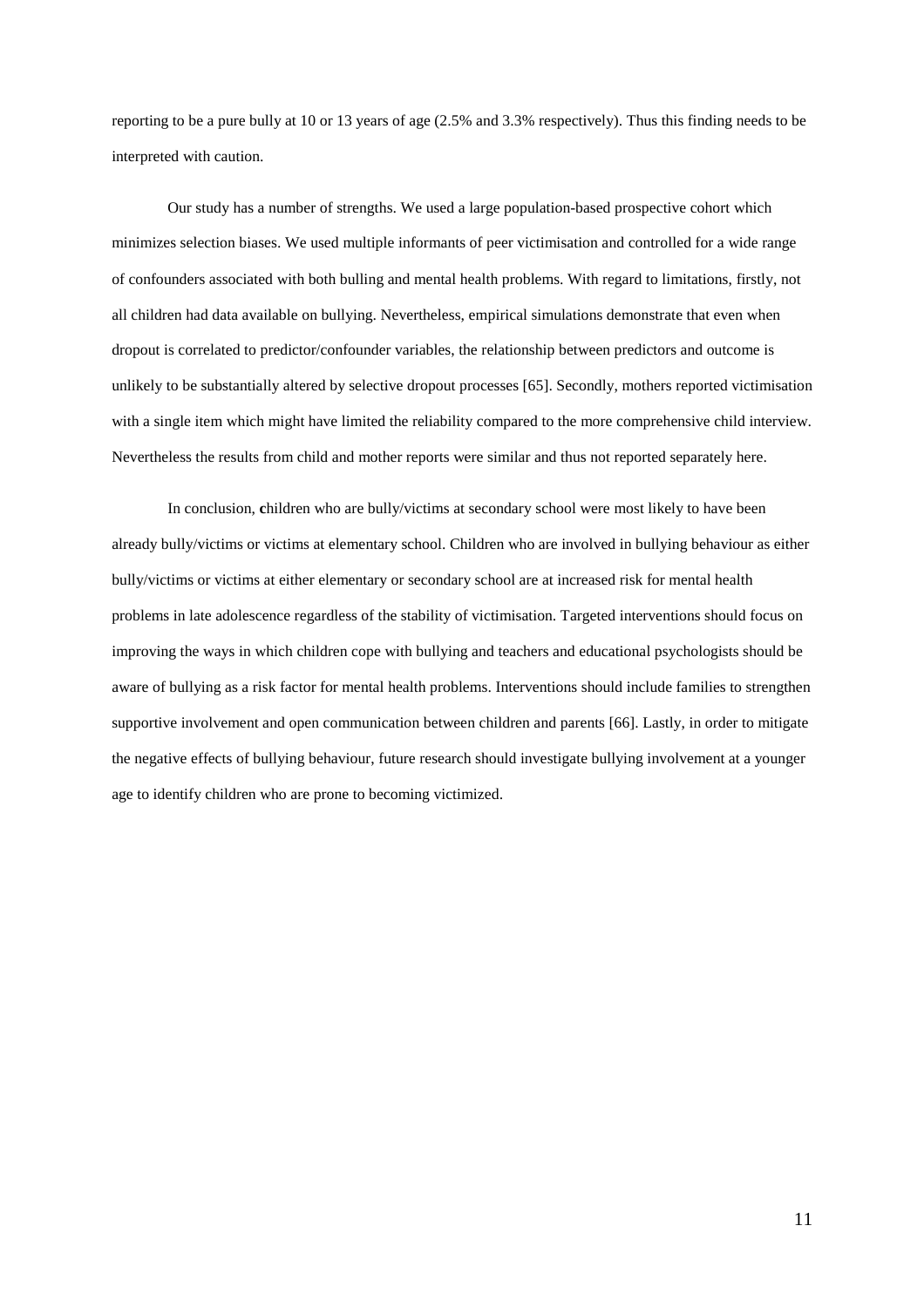reporting to be a pure bully at 10 or 13 years of age (2.5% and 3.3% respectively). Thus this finding needs to be interpreted with caution.

Our study has a number of strengths. We used a large population-based prospective cohort which minimizes selection biases. We used multiple informants of peer victimisation and controlled for a wide range of confounders associated with both bulling and mental health problems. With regard to limitations, firstly, not all children had data available on bullying. Nevertheless, empirical simulations demonstrate that even when dropout is correlated to predictor/confounder variables, the relationship between predictors and outcome is unlikely to be substantially altered by selective dropout processes [65]. Secondly, mothers reported victimisation with a single item which might have limited the reliability compared to the more comprehensive child interview. Nevertheless the results from child and mother reports were similar and thus not reported separately here.

In conclusion, **c**hildren who are bully/victims at secondary school were most likely to have been already bully/victims or victims at elementary school. Children who are involved in bullying behaviour as either bully/victims or victims at either elementary or secondary school are at increased risk for mental health problems in late adolescence regardless of the stability of victimisation. Targeted interventions should focus on improving the ways in which children cope with bullying and teachers and educational psychologists should be aware of bullying as a risk factor for mental health problems. Interventions should include families to strengthen supportive involvement and open communication between children and parents [66]. Lastly, in order to mitigate the negative effects of bullying behaviour, future research should investigate bullying involvement at a younger age to identify children who are prone to becoming victimized.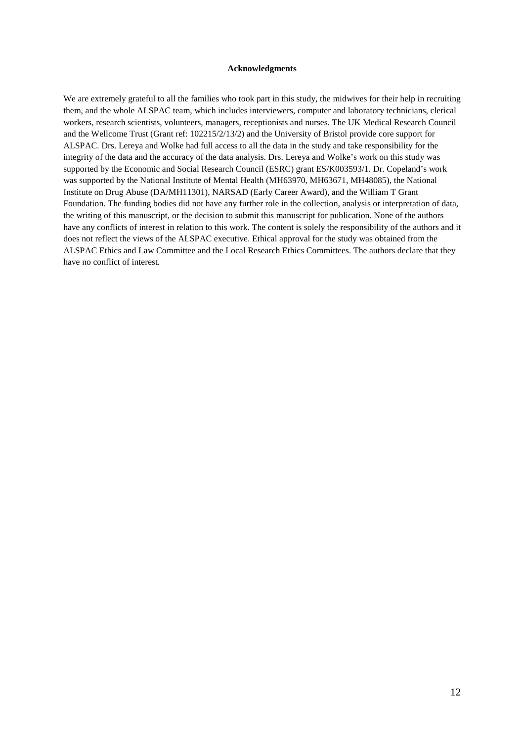**Acknowledgments**

We are extremely grateful to all the families who took part in this study, the midwives for their help in recruiting them, and the whole ALSPAC team, which includes interviewers, computer and laboratory technicians, clerical workers, research scientists, volunteers, managers, receptionists and nurses. The UK Medical Research Council and the Wellcome Trust (Grant ref: 102215/2/13/2) and the University of Bristol provide core support for ALSPAC. Drs. Lereya and Wolke had full access to all the data in the study and take responsibility for the integrity of the data and the accuracy of the data analysis. Drs. Lereya and Wolke's work on this study was supported by the Economic and Social Research Council (ESRC) grant ES/K003593/1. Dr. Copeland's work was supported by the National Institute of Mental Health (MH63970, MH63671, MH48085), the National Institute on Drug Abuse (DA/MH11301), NARSAD (Early Career Award), and the William T Grant Foundation. The funding bodies did not have any further role in the collection, analysis or interpretation of data, the writing of this manuscript, or the decision to submit this manuscript for publication. None of the authors have any conflicts of interest in relation to this work. The content is solely the responsibility of the authors and it does not reflect the views of the ALSPAC executive. Ethical approval for the study was obtained from the ALSPAC Ethics and Law Committee and the Local Research Ethics Committees. The authors declare that they have no conflict of interest.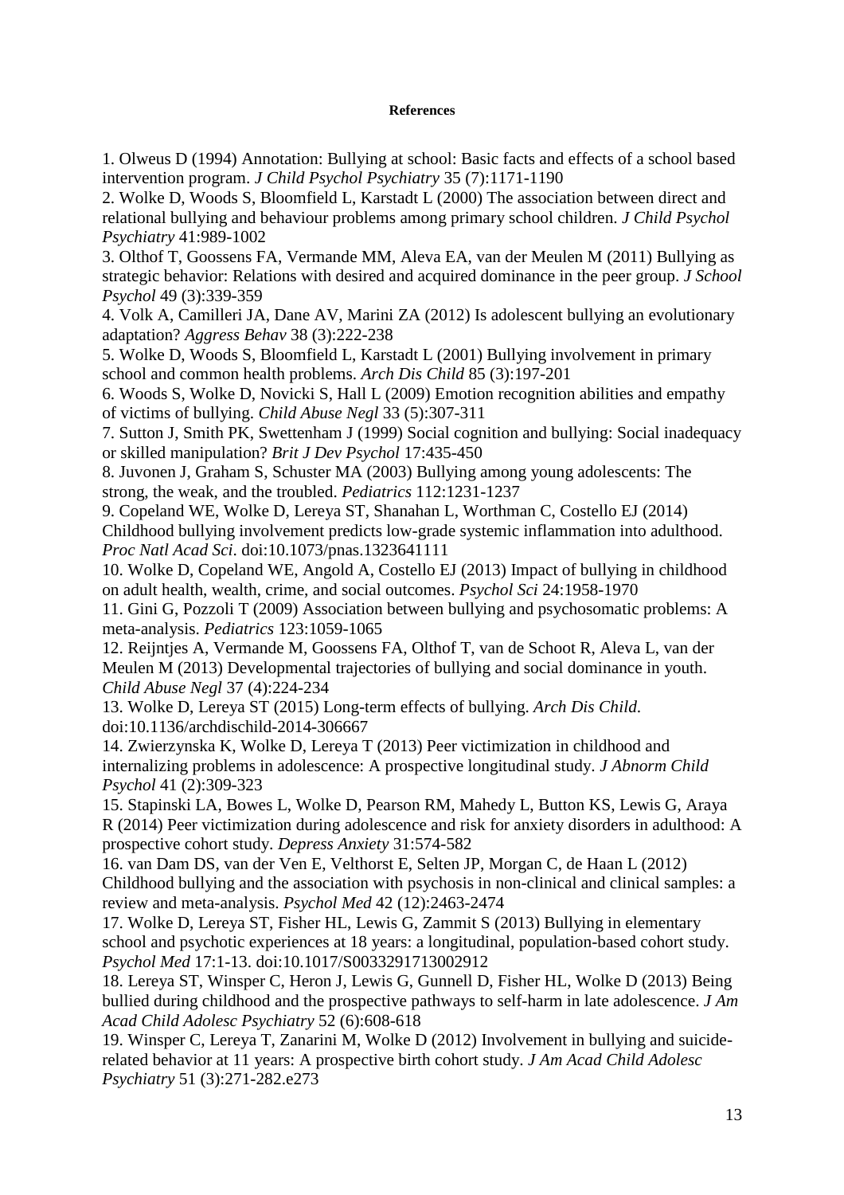**References**

1. Olweus D (1994) Annotation: Bullying at school: Basic facts and effects of a school based intervention program. *J Child Psychol Psychiatry* 35 (7):1171-1190
2. Wolke D, Woods S, Bloomfield L, Karstadt L (2000) The association between direct and relational bullying and behaviour problems among primary school children. *J Child Psychol Psychiatry* 41:989-1002
3. Olthof T, Goossens FA, Vermande MM, Aleva EA, van der Meulen M (2011) Bullying as strategic behavior: Relations with desired and acquired dominance in the peer group. *J School Psychol* 49 (3):339-359
4. Volk A, Camilleri JA, Dane AV, Marini ZA (2012) Is adolescent bullying an evolutionary adaptation? *Aggress Behav* 38 (3):222-238
5. Wolke D, Woods S, Bloomfield L, Karstadt L (2001) Bullying involvement in primary school and common health problems. *Arch Dis Child* 85 (3):197-201
6. Woods S, Wolke D, Novicki S, Hall L (2009) Emotion recognition abilities and empathy of victims of bullying. *Child Abuse Negl* 33 (5):307-311
7. Sutton J, Smith PK, Swettenham J (1999) Social cognition and bullying: Social inadequacy or skilled manipulation? *Brit J Dev Psychol* 17:435-450
8. Juvonen J, Graham S, Schuster MA (2003) Bullying among young adolescents: The strong, the weak, and the troubled. *Pediatrics* 112:1231-1237
9. Copeland WE, Wolke D, Lereya ST, Shanahan L, Worthman C, Costello EJ (2014) Childhood bullying involvement predicts low-grade systemic inflammation into adulthood. *Proc Natl Acad Sci*. doi:10.1073/pnas.1323641111
10. Wolke D, Copeland WE, Angold A, Costello EJ (2013) Impact of bullying in childhood on adult health, wealth, crime, and social outcomes. *Psychol Sci* 24:1958-1970
11. Gini G, Pozzoli T (2009) Association between bullying and psychosomatic problems: A meta-analysis. *Pediatrics* 123:1059-1065
12. Reijntjes A, Vermande M, Goossens FA, Olthof T, van de Schoot R, Aleva L, van der Meulen M (2013) Developmental trajectories of bullying and social dominance in youth. *Child Abuse Negl* 37 (4):224-234
13. Wolke D, Lereya ST (2015) Long-term effects of bullying. *Arch Dis Child*. doi:10.1136/archdischild-2014-306667
14. Zwierzynska K, Wolke D, Lereya T (2013) Peer victimization in childhood and internalizing problems in adolescence: A prospective longitudinal study. *J Abnorm Child Psychol* 41 (2):309-323
15. Stapinski LA, Bowes L, Wolke D, Pearson RM, Mahedy L, Button KS, Lewis G, Araya R (2014) Peer victimization during adolescence and risk for anxiety disorders in adulthood: A prospective cohort study. *Depress Anxiety* 31:574-582
16. van Dam DS, van der Ven E, Velthorst E, Selten JP, Morgan C, de Haan L (2012) Childhood bullying and the association with psychosis in non-clinical and clinical samples: a review and meta-analysis. *Psychol Med* 42 (12):2463-2474
17. Wolke D, Lereya ST, Fisher HL, Lewis G, Zammit S (2013) Bullying in elementary school and psychotic experiences at 18 years: a longitudinal, population-based cohort study. *Psychol Med* 17:1-13. doi:10.1017/S0033291713002912
18. Lereya ST, Winsper C, Heron J, Lewis G, Gunnell D, Fisher HL, Wolke D (2013) Being bullied during childhood and the prospective pathways to self-harm in late adolescence. *J Am Acad Child Adolesc Psychiatry* 52 (6):608-618
19. Winsper C, Lereya T, Zanarini M, Wolke D (2012) Involvement in bullying and suicide-related behavior at 11 years: A prospective birth cohort study. *J Am Acad Child Adolesc Psychiatry* 51 (3):271-282.e273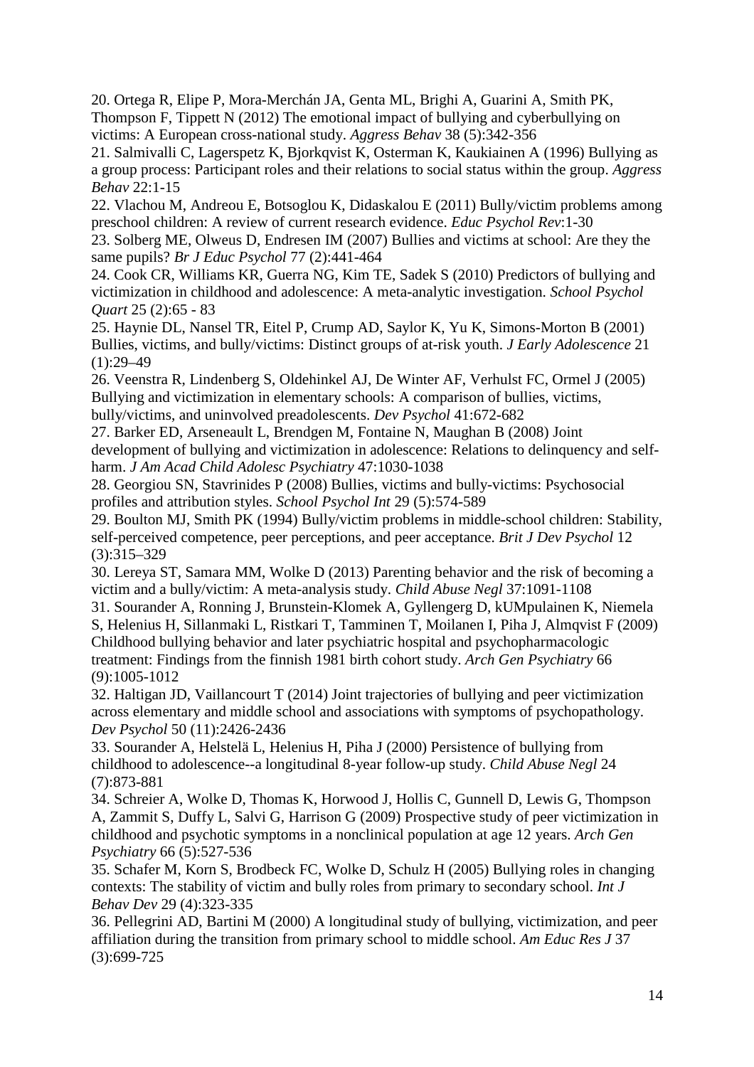20. Ortega R, Elipe P, Mora-Merchán JA, Genta ML, Brighi A, Guarini A, Smith PK, Thompson F, Tippett N (2012) The emotional impact of bullying and cyberbullying on victims: A European cross-national study. *Aggress Behav* 38 (5):342-356

21. Salmivalli C, Lagerspetz K, Bjorkqvist K, Osterman K, Kaukiainen A (1996) Bullying as a group process: Participant roles and their relations to social status within the group. *Aggress Behav* 22:1-15

22. Vlachou M, Andreou E, Botsoglou K, Didaskalou E (2011) Bully/victim problems among preschool children: A review of current research evidence. *Educ Psychol Rev*:1-30

23. Solberg ME, Olweus D, Endresen IM (2007) Bullies and victims at school: Are they the same pupils? *Br J Educ Psychol* 77 (2):441-464

24. Cook CR, Williams KR, Guerra NG, Kim TE, Sadek S (2010) Predictors of bullying and victimization in childhood and adolescence: A meta-analytic investigation. *School Psychol Quart* 25 (2):65 - 83

25. Haynie DL, Nansel TR, Eitel P, Crump AD, Saylor K, Yu K, Simons-Morton B (2001) Bullies, victims, and bully/victims: Distinct groups of at-risk youth. *J Early Adolescence* 21 (1):29–49

26. Veenstra R, Lindenberg S, Oldehinkel AJ, De Winter AF, Verhulst FC, Ormel J (2005) Bullying and victimization in elementary schools: A comparison of bullies, victims, bully/victims, and uninvolved preadolescents. *Dev Psychol* 41:672-682

27. Barker ED, Arseneault L, Brendgen M, Fontaine N, Maughan B (2008) Joint development of bullying and victimization in adolescence: Relations to delinquency and self-harm. *J Am Acad Child Adolesc Psychiatry* 47:1030-1038

28. Georgiou SN, Stavrinides P (2008) Bullies, victims and bully-victims: Psychosocial profiles and attribution styles. *School Psychol Int* 29 (5):574-589

29. Boulton MJ, Smith PK (1994) Bully/victim problems in middle-school children: Stability, self-perceived competence, peer perceptions, and peer acceptance. *Brit J Dev Psychol* 12 (3):315–329

30. Lereya ST, Samara MM, Wolke D (2013) Parenting behavior and the risk of becoming a victim and a bully/victim: A meta-analysis study. *Child Abuse Negl* 37:1091-1108

31. Sourander A, Ronning J, Brunstein-Klomek A, Gyllengerg D, kUMpulainen K, Niemela S, Helenius H, Sillanmaki L, Ristkari T, Tamminen T, Moilanen I, Piha J, Almqvist F (2009) Childhood bullying behavior and later psychiatric hospital and psychopharmacologic treatment: Findings from the finnish 1981 birth cohort study. *Arch Gen Psychiatry* 66 (9):1005-1012

32. Haltigan JD, Vaillancourt T (2014) Joint trajectories of bullying and peer victimization across elementary and middle school and associations with symptoms of psychopathology. *Dev Psychol* 50 (11):2426-2436

33. Sourander A, Helstelä L, Helenius H, Piha J (2000) Persistence of bullying from childhood to adolescence--a longitudinal 8-year follow-up study. *Child Abuse Negl* 24 (7):873-881

34. Schreier A, Wolke D, Thomas K, Horwood J, Hollis C, Gunnell D, Lewis G, Thompson A, Zammit S, Duffy L, Salvi G, Harrison G (2009) Prospective study of peer victimization in childhood and psychotic symptoms in a nonclinical population at age 12 years. *Arch Gen Psychiatry* 66 (5):527-536

35. Schafer M, Korn S, Brodbeck FC, Wolke D, Schulz H (2005) Bullying roles in changing contexts: The stability of victim and bully roles from primary to secondary school. *Int J Behav Dev* 29 (4):323-335

36. Pellegrini AD, Bartini M (2000) A longitudinal study of bullying, victimization, and peer affiliation during the transition from primary school to middle school. *Am Educ Res J* 37 (3):699-725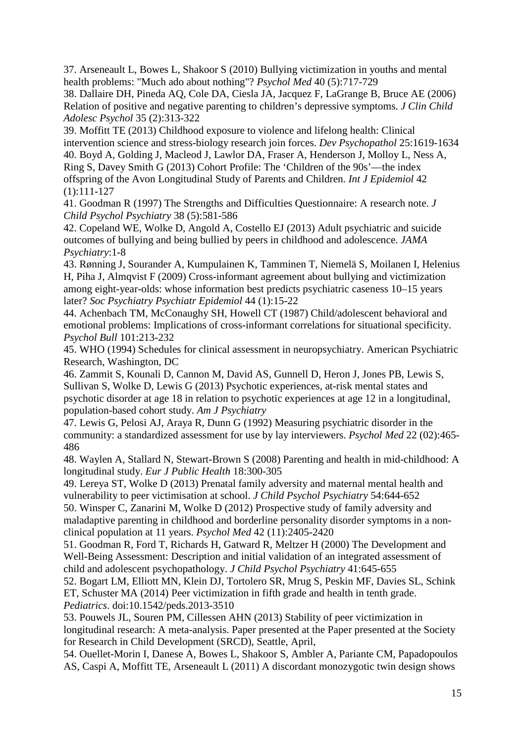37. Arseneault L, Bowes L, Shakoor S (2010) Bullying victimization in youths and mental health problems: "Much ado about nothing"? *Psychol Med* 40 (5):717-729

38. Dallaire DH, Pineda AQ, Cole DA, Ciesla JA, Jacquez F, LaGrange B, Bruce AE (2006) Relation of positive and negative parenting to children's depressive symptoms. *J Clin Child Adolesc Psychol* 35 (2):313-322

39. Moffitt TE (2013) Childhood exposure to violence and lifelong health: Clinical intervention science and stress-biology research join forces. *Dev Psychopathol* 25:1619-1634

40. Boyd A, Golding J, Macleod J, Lawlor DA, Fraser A, Henderson J, Molloy L, Ness A, Ring S, Davey Smith G (2013) Cohort Profile: The 'Children of the 90s'—the index offspring of the Avon Longitudinal Study of Parents and Children. *Int J Epidemiol* 42 (1):111-127

41. Goodman R (1997) The Strengths and Difficulties Questionnaire: A research note. *J Child Psychol Psychiatry* 38 (5):581-586

42. Copeland WE, Wolke D, Angold A, Costello EJ (2013) Adult psychiatric and suicide outcomes of bullying and being bullied by peers in childhood and adolescence. *JAMA Psychiatry*:1-8

43. Rønning J, Sourander A, Kumpulainen K, Tamminen T, Niemelä S, Moilanen I, Helenius H, Piha J, Almqvist F (2009) Cross-informant agreement about bullying and victimization among eight-year-olds: whose information best predicts psychiatric caseness 10–15 years later? *Soc Psychiatry Psychiatr Epidemiol* 44 (1):15-22

44. Achenbach TM, McConaughy SH, Howell CT (1987) Child/adolescent behavioral and emotional problems: Implications of cross-informant correlations for situational specificity. *Psychol Bull* 101:213-232

45. WHO (1994) Schedules for clinical assessment in neuropsychiatry. American Psychiatric Research, Washington, DC

46. Zammit S, Kounali D, Cannon M, David AS, Gunnell D, Heron J, Jones PB, Lewis S, Sullivan S, Wolke D, Lewis G (2013) Psychotic experiences, at-risk mental states and psychotic disorder at age 18 in relation to psychotic experiences at age 12 in a longitudinal, population-based cohort study. *Am J Psychiatry*

47. Lewis G, Pelosi AJ, Araya R, Dunn G (1992) Measuring psychiatric disorder in the community: a standardized assessment for use by lay interviewers. *Psychol Med* 22 (02):465-486

48. Waylen A, Stallard N, Stewart-Brown S (2008) Parenting and health in mid-childhood: A longitudinal study. *Eur J Public Health* 18:300-305

49. Lereya ST, Wolke D (2013) Prenatal family adversity and maternal mental health and vulnerability to peer victimisation at school. *J Child Psychol Psychiatry* 54:644-652

50. Winsper C, Zanarini M, Wolke D (2012) Prospective study of family adversity and maladaptive parenting in childhood and borderline personality disorder symptoms in a non-clinical population at 11 years. *Psychol Med* 42 (11):2405-2420

51. Goodman R, Ford T, Richards H, Gatward R, Meltzer H (2000) The Development and Well-Being Assessment: Description and initial validation of an integrated assessment of child and adolescent psychopathology. *J Child Psychol Psychiatry* 41:645-655

52. Bogart LM, Elliott MN, Klein DJ, Tortolero SR, Mrug S, Peskin MF, Davies SL, Schink ET, Schuster MA (2014) Peer victimization in fifth grade and health in tenth grade. *Pediatrics*. doi:10.1542/peds.2013-3510

53. Pouwels JL, Souren PM, Cillessen AHN (2013) Stability of peer victimization in longitudinal research: A meta-analysis. Paper presented at the Paper presented at the Society for Research in Child Development (SRCD), Seattle, April,

54. Ouellet-Morin I, Danese A, Bowes L, Shakoor S, Ambler A, Pariante CM, Papadopoulos AS, Caspi A, Moffitt TE, Arseneault L (2011) A discordant monozygotic twin design shows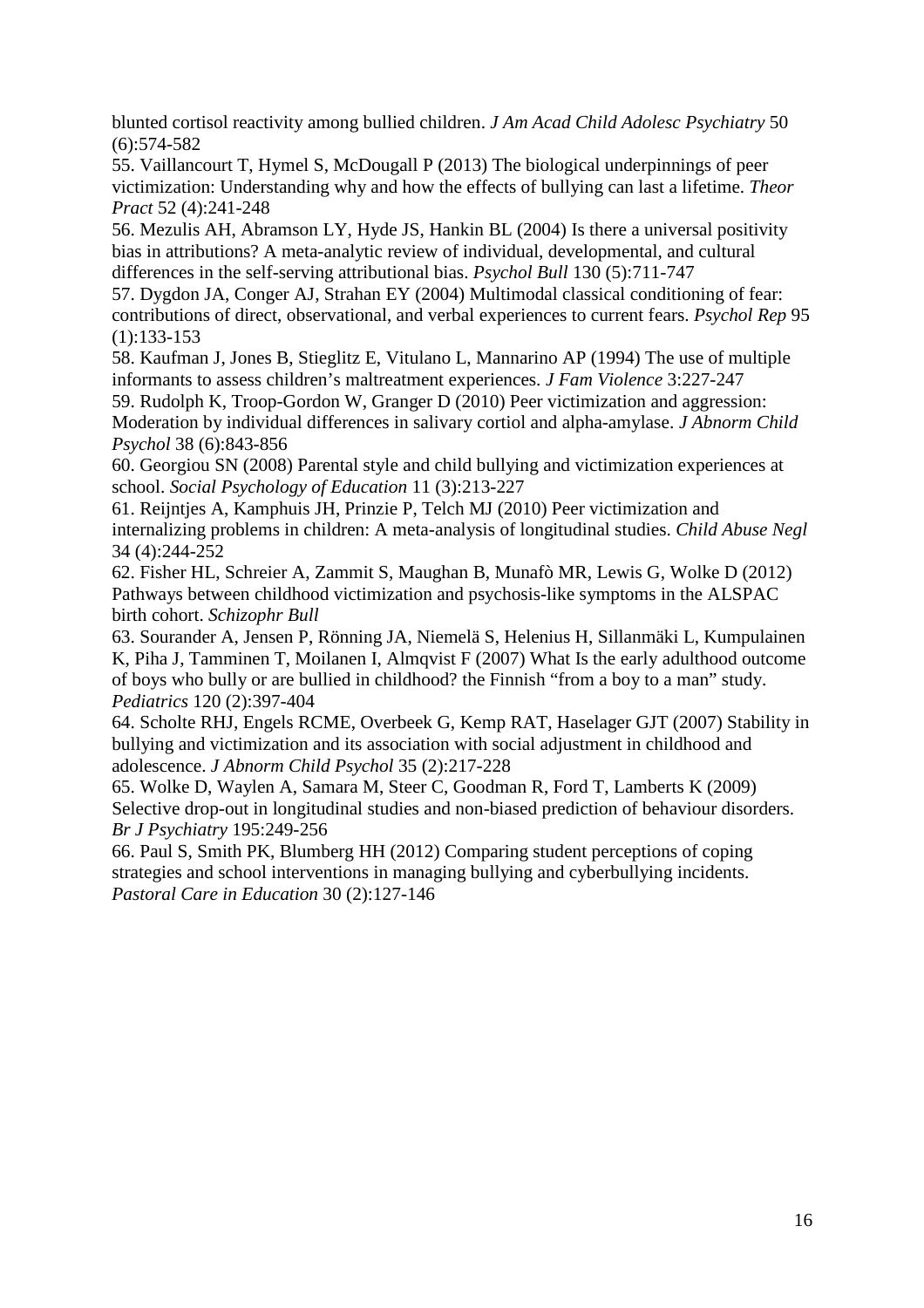blunted cortisol reactivity among bullied children. *J Am Acad Child Adolesc Psychiatry* 50 (6):574-582

55. Vaillancourt T, Hymel S, McDougall P (2013) The biological underpinnings of peer victimization: Understanding why and how the effects of bullying can last a lifetime. *Theor Pract* 52 (4):241-248

56. Mezulis AH, Abramson LY, Hyde JS, Hankin BL (2004) Is there a universal positivity bias in attributions? A meta-analytic review of individual, developmental, and cultural differences in the self-serving attributional bias. *Psychol Bull* 130 (5):711-747

57. Dygdon JA, Conger AJ, Strahan EY (2004) Multimodal classical conditioning of fear: contributions of direct, observational, and verbal experiences to current fears. *Psychol Rep* 95 (1):133-153

58. Kaufman J, Jones B, Stieglitz E, Vitulano L, Mannarino AP (1994) The use of multiple informants to assess children's maltreatment experiences. *J Fam Violence* 3:227-247

59. Rudolph K, Troop-Gordon W, Granger D (2010) Peer victimization and aggression: Moderation by individual differences in salivary cortiol and alpha-amylase. *J Abnorm Child Psychol* 38 (6):843-856

60. Georgiou SN (2008) Parental style and child bullying and victimization experiences at school. *Social Psychology of Education* 11 (3):213-227

61. Reijntjes A, Kamphuis JH, Prinzie P, Telch MJ (2010) Peer victimization and internalizing problems in children: A meta-analysis of longitudinal studies. *Child Abuse Negl* 34 (4):244-252

62. Fisher HL, Schreier A, Zammit S, Maughan B, Munafò MR, Lewis G, Wolke D (2012) Pathways between childhood victimization and psychosis-like symptoms in the ALSPAC birth cohort. *Schizophr Bull*

63. Sourander A, Jensen P, Rönning JA, Niemelä S, Helenius H, Sillanmäki L, Kumpulainen K, Piha J, Tamminen T, Moilanen I, Almqvist F (2007) What Is the early adulthood outcome of boys who bully or are bullied in childhood? the Finnish "from a boy to a man" study. *Pediatrics* 120 (2):397-404

64. Scholte RHJ, Engels RCME, Overbeek G, Kemp RAT, Haselager GJT (2007) Stability in bullying and victimization and its association with social adjustment in childhood and adolescence. *J Abnorm Child Psychol* 35 (2):217-228

65. Wolke D, Waylen A, Samara M, Steer C, Goodman R, Ford T, Lamberts K (2009) Selective drop-out in longitudinal studies and non-biased prediction of behaviour disorders. *Br J Psychiatry* 195:249-256

66. Paul S, Smith PK, Blumberg HH (2012) Comparing student perceptions of coping strategies and school interventions in managing bullying and cyberbullying incidents. *Pastoral Care in Education* 30 (2):127-146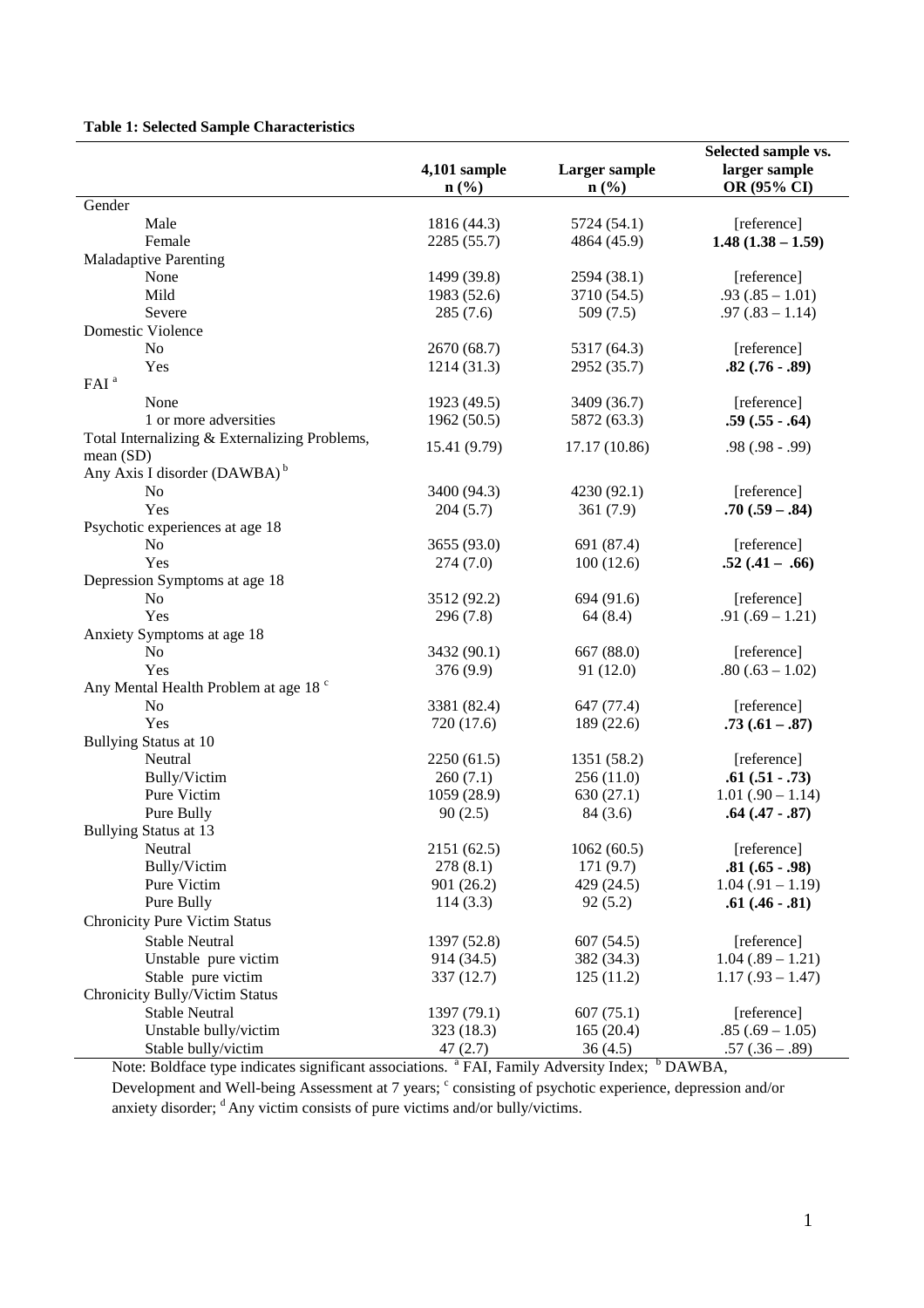**Table 1: Selected Sample Characteristics**

| | 4,101 sample n (%) | Larger sample n (%) | Selected sample vs. larger sample OR (95% CI) |
|---|---|---|---|
| Gender | | | |
| Male | 1816 (44.3) | 5724 (54.1) | [reference] |
| Female | 2285 (55.7) | 4864 (45.9) | **1.48 (1.38 – 1.59)** |
| Maladaptive Parenting | | | |
| None | 1499 (39.8) | 2594 (38.1) | [reference] |
| Mild | 1983 (52.6) | 3710 (54.5) | .93 (.85 – 1.01) |
| Severe | 285 (7.6) | 509 (7.5) | .97 (.83 – 1.14) |
| Domestic Violence | | | |
| No | 2670 (68.7) | 5317 (64.3) | [reference] |
| Yes | 1214 (31.3) | 2952 (35.7) | **.82 (.76 - .89)** |
| FAI [a] | | | |
| None | 1923 (49.5) | 3409 (36.7) | [reference] |
| 1 or more adversities | 1962 (50.5) | 5872 (63.3) | **.59 (.55 - .64)** |
| Total Internalizing & Externalizing Problems, mean (SD) | 15.41 (9.79) | 17.17 (10.86) | .98 (.98 - .99) |
| Any Axis I disorder (DAWBA) [b] | | | |
| No | 3400 (94.3) | 4230 (92.1) | [reference] |
| Yes | 204 (5.7) | 361 (7.9) | **.70 (.59 – .84)** |
| Psychotic experiences at age 18 | | | |
| No | 3655 (93.0) | 691 (87.4) | [reference] |
| Yes | 274 (7.0) | 100 (12.6) | **.52 (.41 – .66)** |
| Depression Symptoms at age 18 | | | |
| No | 3512 (92.2) | 694 (91.6) | [reference] |
| Yes | 296 (7.8) | 64 (8.4) | .91 (.69 – 1.21) |
| Anxiety Symptoms at age 18 | | | |
| No | 3432 (90.1) | 667 (88.0) | [reference] |
| Yes | 376 (9.9) | 91 (12.0) | .80 (.63 – 1.02) |
| Any Mental Health Problem at age 18 [c] | | | |
| No | 3381 (82.4) | 647 (77.4) | [reference] |
| Yes | 720 (17.6) | 189 (22.6) | **.73 (.61 – .87)** |
| Bullying Status at 10 | | | |
| Neutral | 2250 (61.5) | 1351 (58.2) | [reference] |
| Bully/Victim | 260 (7.1) | 256 (11.0) | **.61 (.51 - .73)** |
| Pure Victim | 1059 (28.9) | 630 (27.1) | 1.01 (.90 – 1.14) |
| Pure Bully | 90 (2.5) | 84 (3.6) | **.64 (.47 - .87)** |
| Bullying Status at 13 | | | |
| Neutral | 2151 (62.5) | 1062 (60.5) | [reference] |
| Bully/Victim | 278 (8.1) | 171 (9.7) | **.81 (.65 - .98)** |
| Pure Victim | 901 (26.2) | 429 (24.5) | 1.04 (.91 – 1.19) |
| Pure Bully | 114 (3.3) | 92 (5.2) | **.61 (.46 - .81)** |
| Chronicity Pure Victim Status | | | |
| Stable Neutral | 1397 (52.8) | 607 (54.5) | [reference] |
| Unstable pure victim | 914 (34.5) | 382 (34.3) | 1.04 (.89 – 1.21) |
| Stable pure victim | 337 (12.7) | 125 (11.2) | 1.17 (.93 – 1.47) |
| Chronicity Bully/Victim Status | | | |
| Stable Neutral | 1397 (79.1) | 607 (75.1) | [reference] |
| Unstable bully/victim | 323 (18.3) | 165 (20.4) | .85 (.69 – 1.05) |
| Stable bully/victim | 47 (2.7) | 36 (4.5) | .57 (.36 – .89) |

Note: Boldface type indicates significant associations. [a] FAI, Family Adversity Index; [b] DAWBA, Development and Well-being Assessment at 7 years; [c] consisting of psychotic experience, depression and/or anxiety disorder; [d] Any victim consists of pure victims and/or bully/victims.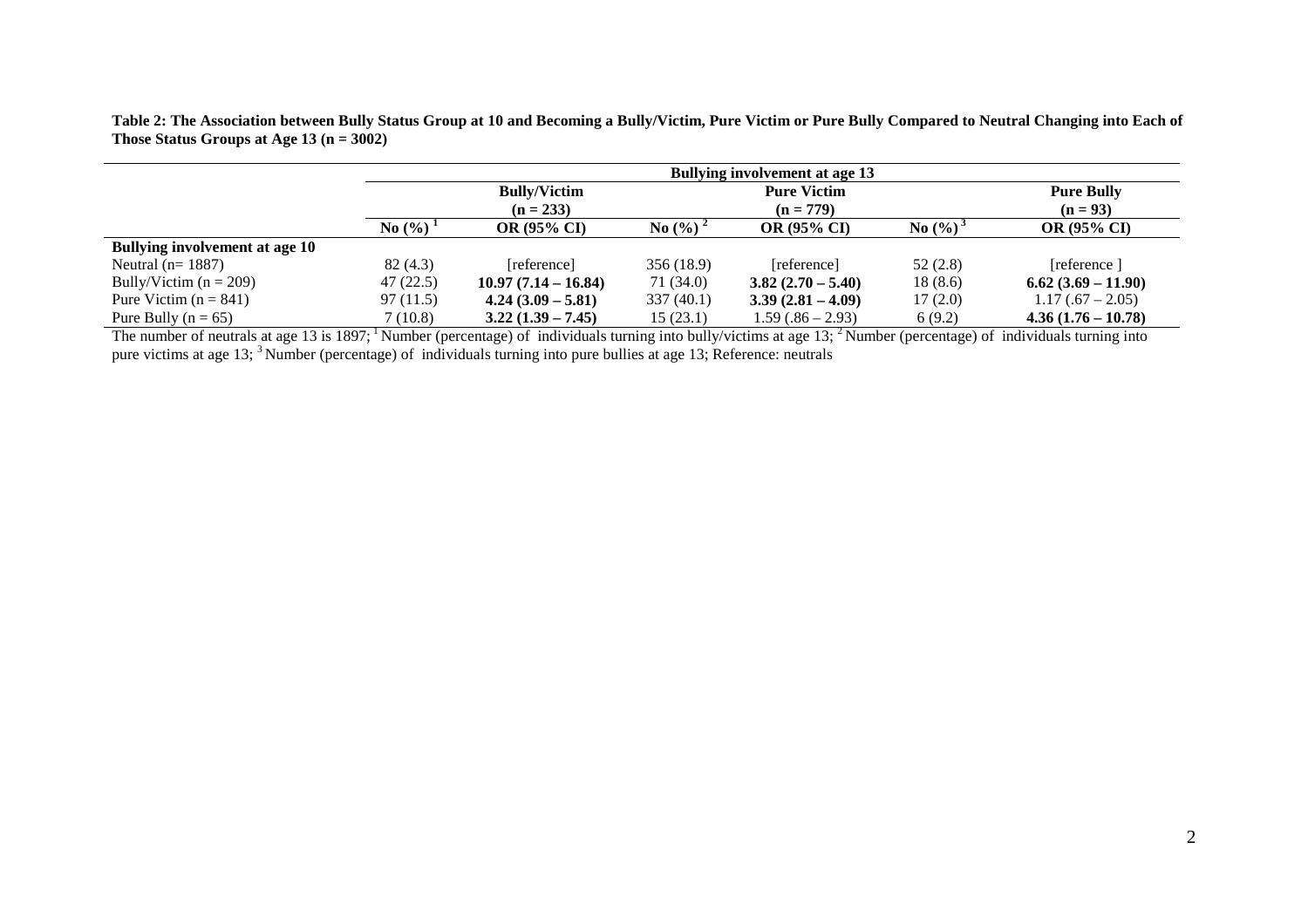**Table 2: The Association between Bully Status Group at 10 and Becoming a Bully/Victim, Pure Victim or Pure Bully Compared to Neutral Changing into Each of Those Status Groups at Age 13 (n = 3002)**

| | Bullying involvement at age 13 | | | | | |
|---|---|---|---|---|---|---|
| | Bully/Victim (n = 233) | | Pure Victim (n = 779) | | Pure Bully (n = 93) | |
| | No (%) [1] | OR (95% CI) | No (%) [2] | OR (95% CI) | No (%) [3] | OR (95% CI) |
| **Bullying involvement at age 10** | | | | | | |
| Neutral (n= 1887) | 82 (4.3) | [reference] | 356 (18.9) | [reference] | 52 (2.8) | [reference ] |
| Bully/Victim (n = 209) | 47 (22.5) | **10.97 (7.14 – 16.84)** | 71 (34.0) | **3.82 (2.70 – 5.40)** | 18 (8.6) | **6.62 (3.69 – 11.90)** |
| Pure Victim (n = 841) | 97 (11.5) | **4.24 (3.09 – 5.81)** | 337 (40.1) | **3.39 (2.81 – 4.09)** | 17 (2.0) | 1.17 (.67 – 2.05) |
| Pure Bully (n = 65) | 7 (10.8) | **3.22 (1.39 – 7.45)** | 15 (23.1) | 1.59 (.86 – 2.93) | 6 (9.2) | **4.36 (1.76 – 10.78)** |

The number of neutrals at age 13 is 1897; [1] Number (percentage) of individuals turning into bully/victims at age 13; [2] Number (percentage) of individuals turning into pure victims at age 13; [3] Number (percentage) of individuals turning into pure bullies at age 13; Reference: neutrals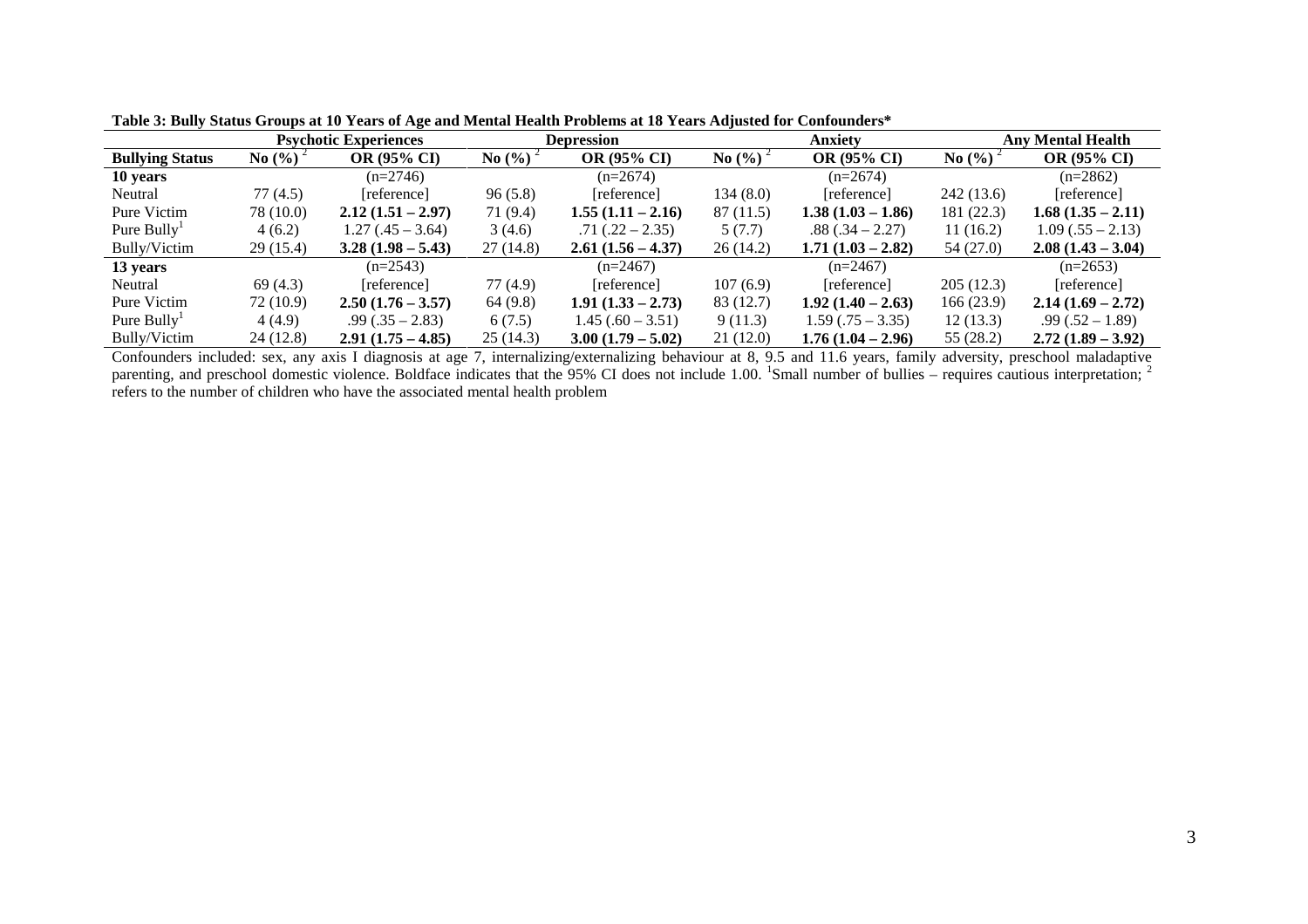**Table 3: Bully Status Groups at 10 Years of Age and Mental Health Problems at 18 Years Adjusted for Confounders***

| | Psychotic Experiences | | Depression | | Anxiety | | Any Mental Health | |
|---|---|---|---|---|---|---|---|---|
| **Bullying Status** | **No (%)** [2] | **OR (95% CI)** | **No (%)** [2] | **OR (95% CI)** | **No (%)** [2] | **OR (95% CI)** | **No (%)** [2] | **OR (95% CI)** |
| **10 years** | | (n=2746) | | (n=2674) | | (n=2674) | | (n=2862) |
| Neutral | 77 (4.5) | [reference] | 96 (5.8) | [reference] | 134 (8.0) | [reference] | 242 (13.6) | [reference] |
| Pure Victim | 78 (10.0) | **2.12 (1.51 – 2.97)** | 71 (9.4) | **1.55 (1.11 – 2.16)** | 87 (11.5) | **1.38 (1.03 – 1.86)** | 181 (22.3) | **1.68 (1.35 – 2.11)** |
| Pure Bully[1] | 4 (6.2) | 1.27 (.45 – 3.64) | 3 (4.6) | .71 (.22 – 2.35) | 5 (7.7) | .88 (.34 – 2.27) | 11 (16.2) | 1.09 (.55 – 2.13) |
| Bully/Victim | 29 (15.4) | **3.28 (1.98 – 5.43)** | 27 (14.8) | **2.61 (1.56 – 4.37)** | 26 (14.2) | **1.71 (1.03 – 2.82)** | 54 (27.0) | **2.08 (1.43 – 3.04)** |
| **13 years** | | (n=2543) | | (n=2467) | | (n=2467) | | (n=2653) |
| Neutral | 69 (4.3) | [reference] | 77 (4.9) | [reference] | 107 (6.9) | [reference] | 205 (12.3) | [reference] |
| Pure Victim | 72 (10.9) | **2.50 (1.76 – 3.57)** | 64 (9.8) | **1.91 (1.33 – 2.73)** | 83 (12.7) | **1.92 (1.40 – 2.63)** | 166 (23.9) | **2.14 (1.69 – 2.72)** |
| Pure Bully[1] | 4 (4.9) | .99 (.35 – 2.83) | 6 (7.5) | 1.45 (.60 – 3.51) | 9 (11.3) | 1.59 (.75 – 3.35) | 12 (13.3) | .99 (.52 – 1.89) |
| Bully/Victim | 24 (12.8) | **2.91 (1.75 – 4.85)** | 25 (14.3) | **3.00 (1.79 – 5.02)** | 21 (12.0) | **1.76 (1.04 – 2.96)** | 55 (28.2) | **2.72 (1.89 – 3.92)** |

Confounders included: sex, any axis I diagnosis at age 7, internalizing/externalizing behaviour at 8, 9.5 and 11.6 years, family adversity, preschool maladaptive parenting, and preschool domestic violence. Boldface indicates that the 95% CI does not include 1.00. [1]Small number of bullies – requires cautious interpretation; [2] refers to the number of children who have the associated mental health problem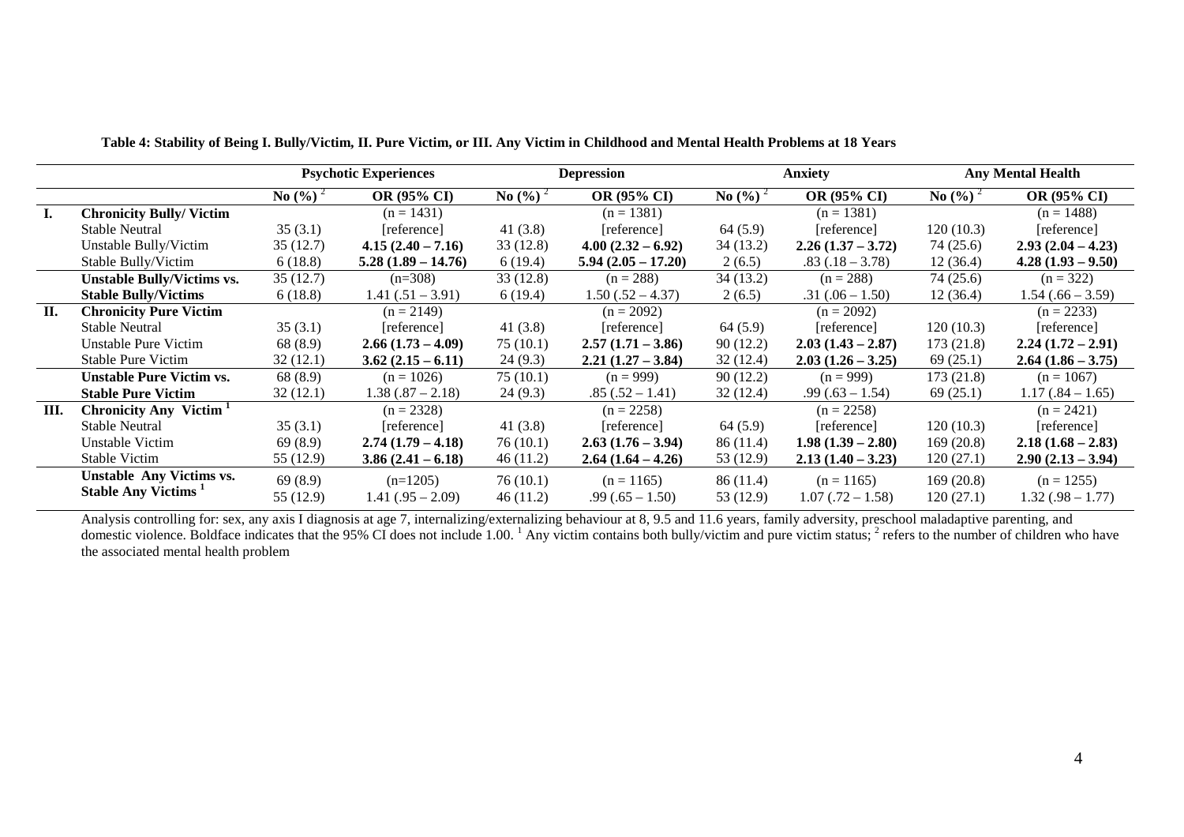**Table 4: Stability of Being I. Bully/Victim, II. Pure Victim, or III. Any Victim in Childhood and Mental Health Problems at 18 Years**

| | | Psychotic Experiences | | Depression | | Anxiety | | Any Mental Health | |
|---|---|---|---|---|---|---|---|---|---|
| | | No (%) [2] | OR (95% CI) | No (%) [2] | OR (95% CI) | No (%) [2] | OR (95% CI) | No (%) [2] | OR (95% CI) |
| **I.** | **Chronicity Bully/ Victim** | | (n = 1431) | | (n = 1381) | | (n = 1381) | | (n = 1488) |
| | Stable Neutral | 35 (3.1) | [reference] | 41 (3.8) | [reference] | 64 (5.9) | [reference] | 120 (10.3) | [reference] |
| | Unstable Bully/Victim | 35 (12.7) | **4.15 (2.40 – 7.16)** | 33 (12.8) | **4.00 (2.32 – 6.92)** | 34 (13.2) | **2.26 (1.37 – 3.72)** | 74 (25.6) | **2.93 (2.04 – 4.23)** |
| | Stable Bully/Victim | 6 (18.8) | **5.28 (1.89 – 14.76)** | 6 (19.4) | **5.94 (2.05 – 17.20)** | 2 (6.5) | .83 (.18 – 3.78) | 12 (36.4) | **4.28 (1.93 – 9.50)** |
| | **Unstable Bully/Victims vs.** | 35 (12.7) | (n=308) | 33 (12.8) | (n = 288) | 34 (13.2) | (n = 288) | 74 (25.6) | (n = 322) |
| | **Stable Bully/Victims** | 6 (18.8) | 1.41 (.51 – 3.91) | 6 (19.4) | 1.50 (.52 – 4.37) | 2 (6.5) | .31 (.06 – 1.50) | 12 (36.4) | 1.54 (.66 – 3.59) |
| **II.** | **Chronicity Pure Victim** | | (n = 2149) | | (n = 2092) | | (n = 2092) | | (n = 2233) |
| | Stable Neutral | 35 (3.1) | [reference] | 41 (3.8) | [reference] | 64 (5.9) | [reference] | 120 (10.3) | [reference] |
| | Unstable Pure Victim | 68 (8.9) | **2.66 (1.73 – 4.09)** | 75 (10.1) | **2.57 (1.71 – 3.86)** | 90 (12.2) | **2.03 (1.43 – 2.87)** | 173 (21.8) | **2.24 (1.72 – 2.91)** |
| | Stable Pure Victim | 32 (12.1) | **3.62 (2.15 – 6.11)** | 24 (9.3) | **2.21 (1.27 – 3.84)** | 32 (12.4) | **2.03 (1.26 – 3.25)** | 69 (25.1) | **2.64 (1.86 – 3.75)** |
| | **Unstable Pure Victim vs.** | 68 (8.9) | (n = 1026) | 75 (10.1) | (n = 999) | 90 (12.2) | (n = 999) | 173 (21.8) | (n = 1067) |
| | **Stable Pure Victim** | 32 (12.1) | 1.38 (.87 – 2.18) | 24 (9.3) | .85 (.52 – 1.41) | 32 (12.4) | .99 (.63 – 1.54) | 69 (25.1) | 1.17 (.84 – 1.65) |
| **III.** | **Chronicity Any Victim [1]** | | (n = 2328) | | (n = 2258) | | (n = 2258) | | (n = 2421) |
| | Stable Neutral | 35 (3.1) | [reference] | 41 (3.8) | [reference] | 64 (5.9) | [reference] | 120 (10.3) | [reference] |
| | Unstable Victim | 69 (8.9) | **2.74 (1.79 – 4.18)** | 76 (10.1) | **2.63 (1.76 – 3.94)** | 86 (11.4) | **1.98 (1.39 – 2.80)** | 169 (20.8) | **2.18 (1.68 – 2.83)** |
| | Stable Victim | 55 (12.9) | **3.86 (2.41 – 6.18)** | 46 (11.2) | **2.64 (1.64 – 4.26)** | 53 (12.9) | **2.13 (1.40 – 3.23)** | 120 (27.1) | **2.90 (2.13 – 3.94)** |
| | **Unstable Any Victims vs.** | 69 (8.9) | (n=1205) | 76 (10.1) | (n = 1165) | 86 (11.4) | (n = 1165) | 169 (20.8) | (n = 1255) |
| | **Stable Any Victims [1]** | 55 (12.9) | 1.41 (.95 – 2.09) | 46 (11.2) | .99 (.65 – 1.50) | 53 (12.9) | 1.07 (.72 – 1.58) | 120 (27.1) | 1.32 (.98 – 1.77) |

Analysis controlling for: sex, any axis I diagnosis at age 7, internalizing/externalizing behaviour at 8, 9.5 and 11.6 years, family adversity, preschool maladaptive parenting, and domestic violence. Boldface indicates that the 95% CI does not include 1.00. [1] Any victim contains both bully/victim and pure victim status; [2] refers to the number of children who have the associated mental health problem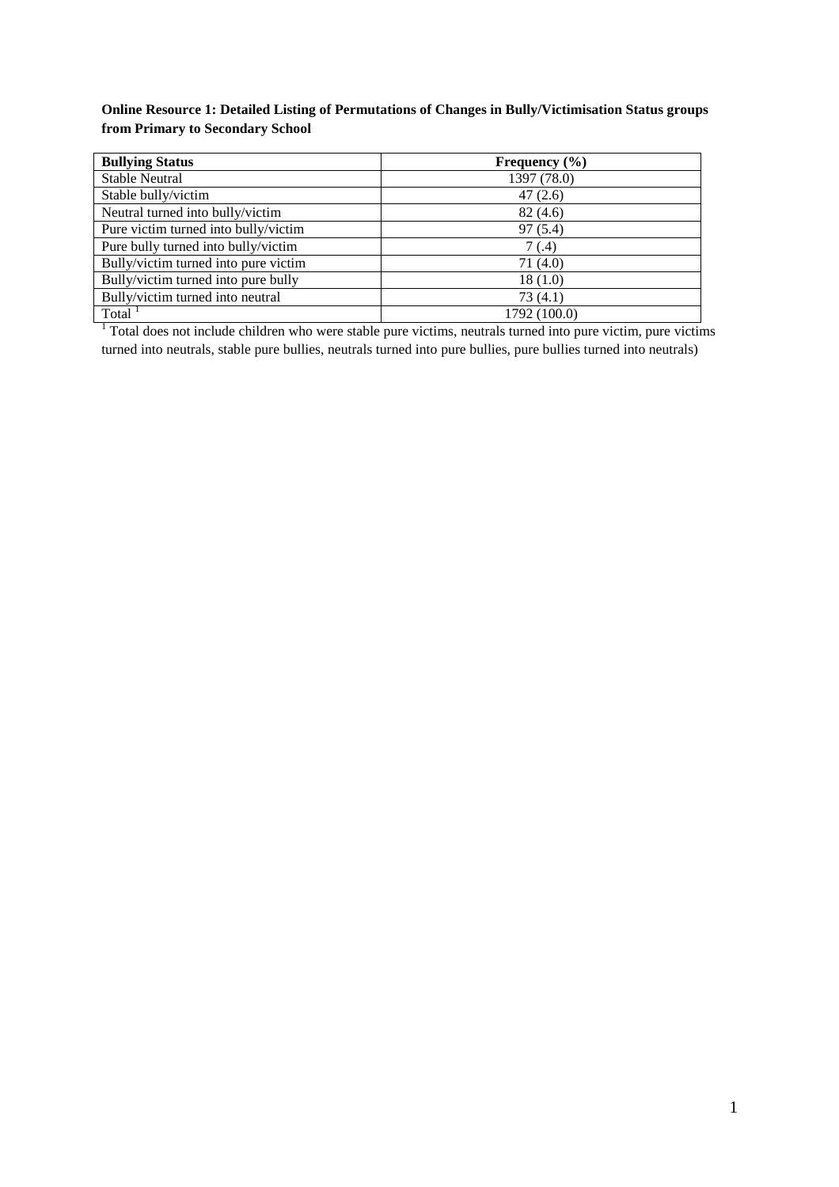**Online Resource 1: Detailed Listing of Permutations of Changes in Bully/Victimisation Status groups from Primary to Secondary School**

| **Bullying Status** | **Frequency (%)** |
|---|---|
| Stable Neutral | 1397 (78.0) |
| Stable bully/victim | 47 (2.6) |
| Neutral turned into bully/victim | 82 (4.6) |
| Pure victim turned into bully/victim | 97 (5.4) |
| Pure bully turned into bully/victim | 7 (.4) |
| Bully/victim turned into pure victim | 71 (4.0) |
| Bully/victim turned into pure bully | 18 (1.0) |
| Bully/victim turned into neutral | 73 (4.1) |
| Total [1] | 1792 (100.0) |

[1] Total does not include children who were stable pure victims, neutrals turned into pure victim, pure victims turned into neutrals, stable pure bullies, neutrals turned into pure bullies, pure bullies turned into neutrals)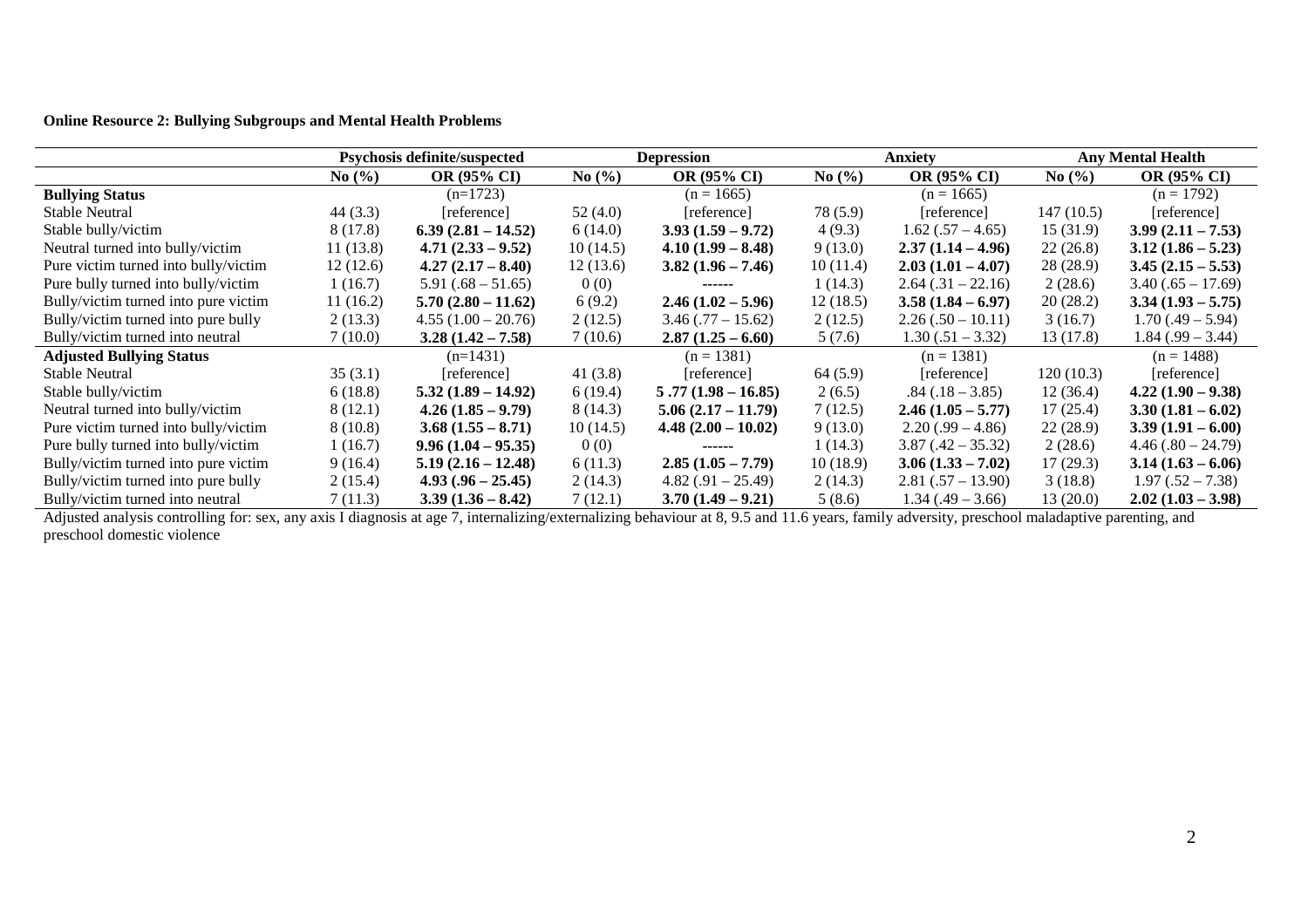**Online Resource 2: Bullying Subgroups and Mental Health Problems**

| | Psychosis definite/suspected | | Depression | | Anxiety | | Any Mental Health | |
|---|---|---|---|---|---|---|---|---|
| | No (%) | OR (95% CI) | No (%) | OR (95% CI) | No (%) | OR (95% CI) | No (%) | OR (95% CI) |
| **Bullying Status** | | (n=1723) | | (n = 1665) | | (n = 1665) | | (n = 1792) |
| Stable Neutral | 44 (3.3) | [reference] | 52 (4.0) | [reference] | 78 (5.9) | [reference] | 147 (10.5) | [reference] |
| Stable bully/victim | 8 (17.8) | **6.39 (2.81 – 14.52)** | 6 (14.0) | **3.93 (1.59 – 9.72)** | 4 (9.3) | 1.62 (.57 – 4.65) | 15 (31.9) | **3.99 (2.11 – 7.53)** |
| Neutral turned into bully/victim | 11 (13.8) | **4.71 (2.33 – 9.52)** | 10 (14.5) | **4.10 (1.99 – 8.48)** | 9 (13.0) | **2.37 (1.14 – 4.96)** | 22 (26.8) | **3.12 (1.86 – 5.23)** |
| Pure victim turned into bully/victim | 12 (12.6) | **4.27 (2.17 – 8.40)** | 12 (13.6) | **3.82 (1.96 – 7.46)** | 10 (11.4) | **2.03 (1.01 – 4.07)** | 28 (28.9) | **3.45 (2.15 – 5.53)** |
| Pure bully turned into bully/victim | 1 (16.7) | 5.91 (.68 – 51.65) | 0 (0) | ------ | 1 (14.3) | 2.64 (.31 – 22.16) | 2 (28.6) | 3.40 (.65 – 17.69) |
| Bully/victim turned into pure victim | 11 (16.2) | **5.70 (2.80 – 11.62)** | 6 (9.2) | **2.46 (1.02 – 5.96)** | 12 (18.5) | **3.58 (1.84 – 6.97)** | 20 (28.2) | **3.34 (1.93 – 5.75)** |
| Bully/victim turned into pure bully | 2 (13.3) | 4.55 (1.00 – 20.76) | 2 (12.5) | 3.46 (.77 – 15.62) | 2 (12.5) | 2.26 (.50 – 10.11) | 3 (16.7) | 1.70 (.49 – 5.94) |
| Bully/victim turned into neutral | 7 (10.0) | **3.28 (1.42 – 7.58)** | 7 (10.6) | **2.87 (1.25 – 6.60)** | 5 (7.6) | 1.30 (.51 – 3.32) | 13 (17.8) | 1.84 (.99 – 3.44) |
| **Adjusted Bullying Status** | | (n=1431) | | (n = 1381) | | (n = 1381) | | (n = 1488) |
| Stable Neutral | 35 (3.1) | [reference] | 41 (3.8) | [reference] | 64 (5.9) | [reference] | 120 (10.3) | [reference] |
| Stable bully/victim | 6 (18.8) | **5.32 (1.89 – 14.92)** | 6 (19.4) | **5 .77 (1.98 – 16.85)** | 2 (6.5) | .84 (.18 – 3.85) | 12 (36.4) | **4.22 (1.90 – 9.38)** |
| Neutral turned into bully/victim | 8 (12.1) | **4.26 (1.85 – 9.79)** | 8 (14.3) | **5.06 (2.17 – 11.79)** | 7 (12.5) | **2.46 (1.05 – 5.77)** | 17 (25.4) | **3.30 (1.81 – 6.02)** |
| Pure victim turned into bully/victim | 8 (10.8) | **3.68 (1.55 – 8.71)** | 10 (14.5) | **4.48 (2.00 – 10.02)** | 9 (13.0) | 2.20 (.99 – 4.86) | 22 (28.9) | **3.39 (1.91 – 6.00)** |
| Pure bully turned into bully/victim | 1 (16.7) | **9.96 (1.04 – 95.35)** | 0 (0) | ------ | 1 (14.3) | 3.87 (.42 – 35.32) | 2 (28.6) | 4.46 (.80 – 24.79) |
| Bully/victim turned into pure victim | 9 (16.4) | **5.19 (2.16 – 12.48)** | 6 (11.3) | **2.85 (1.05 – 7.79)** | 10 (18.9) | **3.06 (1.33 – 7.02)** | 17 (29.3) | **3.14 (1.63 – 6.06)** |
| Bully/victim turned into pure bully | 2 (15.4) | **4.93 (.96 – 25.45)** | 2 (14.3) | 4.82 (.91 – 25.49) | 2 (14.3) | 2.81 (.57 – 13.90) | 3 (18.8) | 1.97 (.52 – 7.38) |
| Bully/victim turned into neutral | 7 (11.3) | **3.39 (1.36 – 8.42)** | 7 (12.1) | **3.70 (1.49 – 9.21)** | 5 (8.6) | 1.34 (.49 – 3.66) | 13 (20.0) | **2.02 (1.03 – 3.98)** |

Adjusted analysis controlling for: sex, any axis I diagnosis at age 7, internalizing/externalizing behaviour at 8, 9.5 and 11.6 years, family adversity, preschool maladaptive parenting, and preschool domestic violence